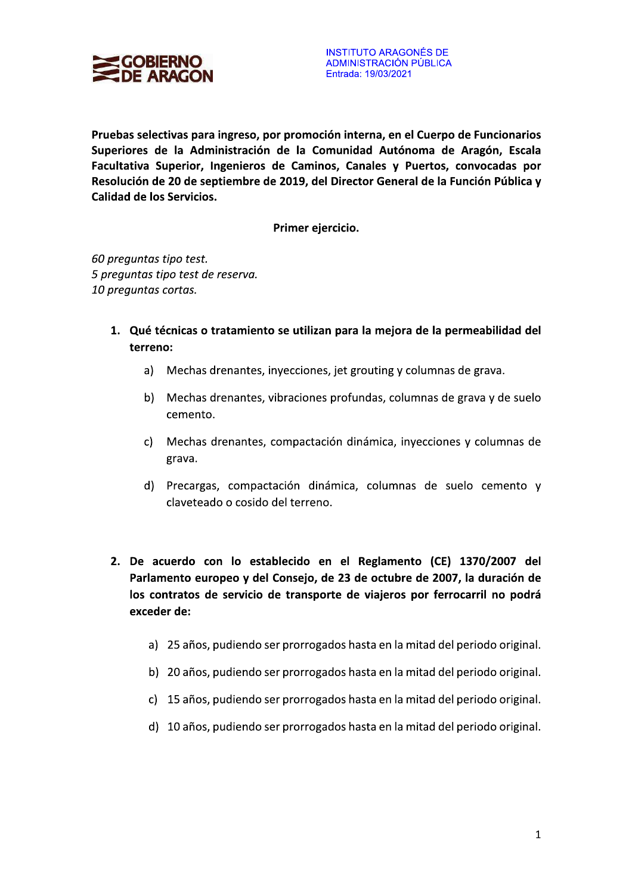GOBIERNO DE ARAGON

INSTITUTO ARAGONÉS DE ADMINISTRACIÓN PÚBLICA
Entrada: 19/03/2021

**Pruebas selectivas para ingreso, por promoción interna, en el Cuerpo de Funcionarios Superiores de la Administración de la Comunidad Autónoma de Aragón, Escala Facultativa Superior, Ingenieros de Caminos, Canales y Puertos, convocadas por Resolución de 20 de septiembre de 2019, del Director General de la Función Pública y Calidad de los Servicios.**

**Primer ejercicio.**

*60 preguntas tipo test.*
*5 preguntas tipo test de reserva.*
*10 preguntas cortas.*

1. **Qué técnicas o tratamiento se utilizan para la mejora de la permeabilidad del terreno:**

    a) Mechas drenantes, inyecciones, jet grouting y columnas de grava.

    b) Mechas drenantes, vibraciones profundas, columnas de grava y de suelo cemento.

    c) Mechas drenantes, compactación dinámica, inyecciones y columnas de grava.

    d) Precargas, compactación dinámica, columnas de suelo cemento y claveteado o cosido del terreno.

2. **De acuerdo con lo establecido en el Reglamento (CE) 1370/2007 del Parlamento europeo y del Consejo, de 23 de octubre de 2007, la duración de los contratos de servicio de transporte de viajeros por ferrocarril no podrá exceder de:**

    a) 25 años, pudiendo ser prorrogados hasta en la mitad del periodo original.

    b) 20 años, pudiendo ser prorrogados hasta en la mitad del periodo original.

    c) 15 años, pudiendo ser prorrogados hasta en la mitad del periodo original.

    d) 10 años, pudiendo ser prorrogados hasta en la mitad del periodo original.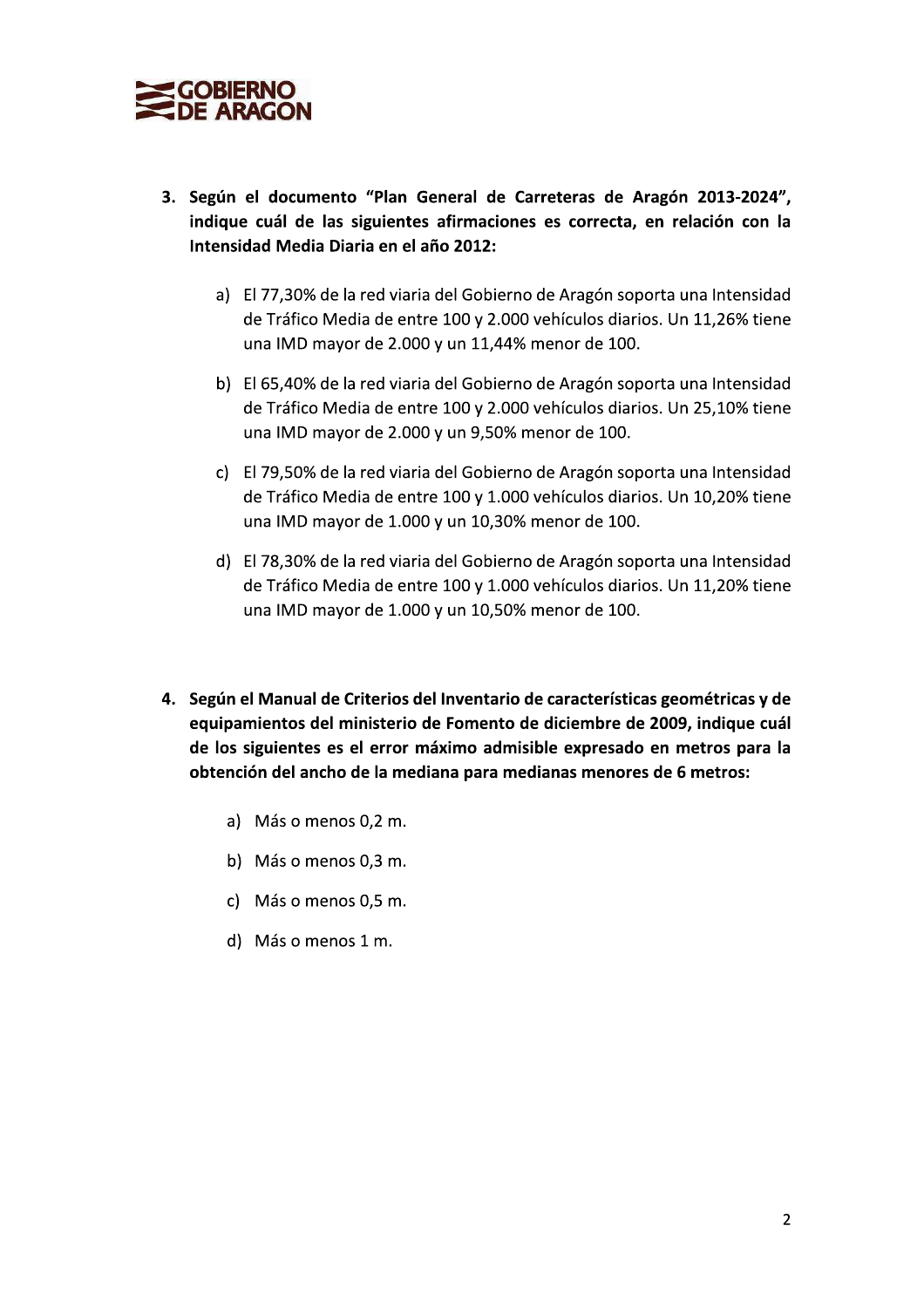3. **Según el documento "Plan General de Carreteras de Aragón 2013-2024", indique cuál de las siguientes afirmaciones es correcta, en relación con la Intensidad Media Diaria en el año 2012:**

    a) El 77,30% de la red viaria del Gobierno de Aragón soporta una Intensidad de Tráfico Media de entre 100 y 2.000 vehículos diarios. Un 11,26% tiene una IMD mayor de 2.000 y un 11,44% menor de 100.

    b) El 65,40% de la red viaria del Gobierno de Aragón soporta una Intensidad de Tráfico Media de entre 100 y 2.000 vehículos diarios. Un 25,10% tiene una IMD mayor de 2.000 y un 9,50% menor de 100.

    c) El 79,50% de la red viaria del Gobierno de Aragón soporta una Intensidad de Tráfico Media de entre 100 y 1.000 vehículos diarios. Un 10,20% tiene una IMD mayor de 1.000 y un 10,30% menor de 100.

    d) El 78,30% de la red viaria del Gobierno de Aragón soporta una Intensidad de Tráfico Media de entre 100 y 1.000 vehículos diarios. Un 11,20% tiene una IMD mayor de 1.000 y un 10,50% menor de 100.

4. **Según el Manual de Criterios del Inventario de características geométricas y de equipamientos del ministerio de Fomento de diciembre de 2009, indique cuál de los siguientes es el error máximo admisible expresado en metros para la obtención del ancho de la mediana para medianas menores de 6 metros:**

    a) Más o menos 0,2 m.

    b) Más o menos 0,3 m.

    c) Más o menos 0,5 m.

    d) Más o menos 1 m.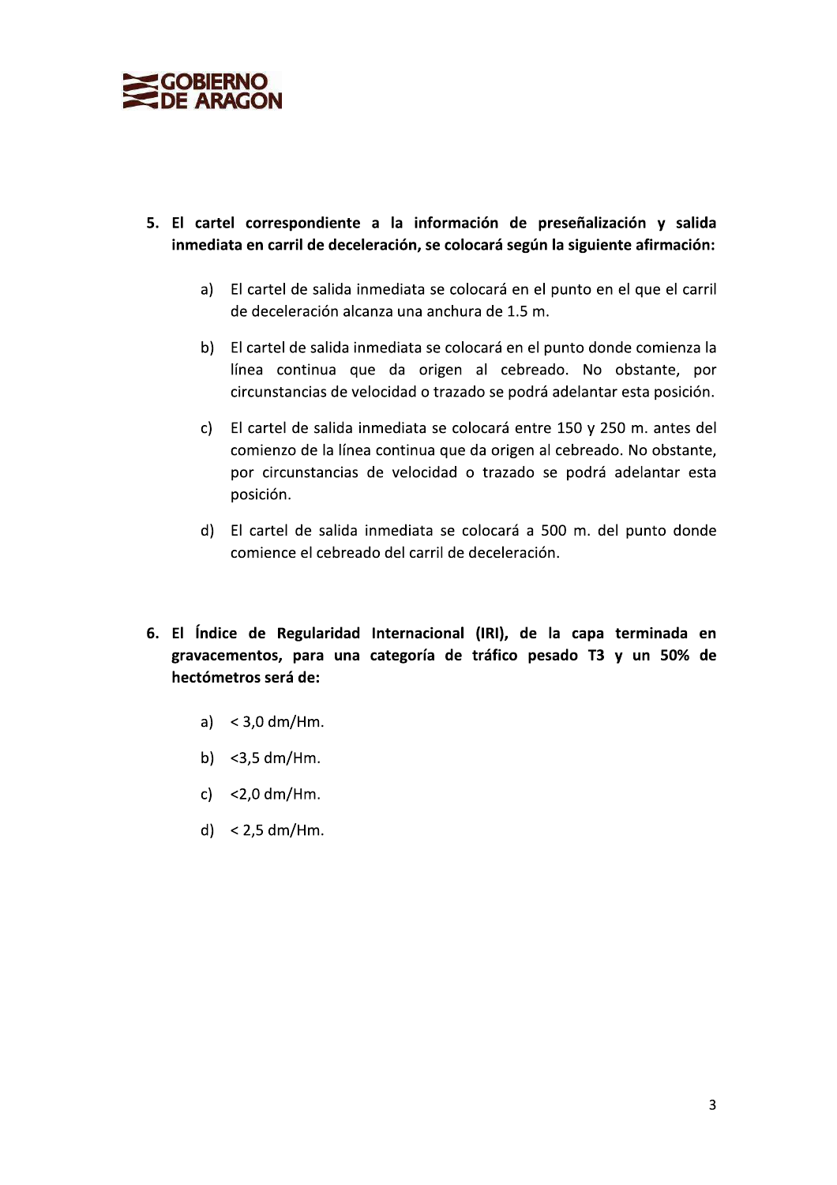5. **El cartel correspondiente a la información de preseñalización y salida inmediata en carril de deceleración, se colocará según la siguiente afirmación:**

   a) El cartel de salida inmediata se colocará en el punto en el que el carril de deceleración alcanza una anchura de 1.5 m.

   b) El cartel de salida inmediata se colocará en el punto donde comienza la línea continua que da origen al cebreado. No obstante, por circunstancias de velocidad o trazado se podrá adelantar esta posición.

   c) El cartel de salida inmediata se colocará entre 150 y 250 m. antes del comienzo de la línea continua que da origen al cebreado. No obstante, por circunstancias de velocidad o trazado se podrá adelantar esta posición.

   d) El cartel de salida inmediata se colocará a 500 m. del punto donde comience el cebreado del carril de deceleración.

6. **El Índice de Regularidad Internacional (IRI), de la capa terminada en gravacementos, para una categoría de tráfico pesado T3 y un 50% de hectómetros será de:**

   a) < 3,0 dm/Hm.

   b) <3,5 dm/Hm.

   c) <2,0 dm/Hm.

   d) < 2,5 dm/Hm.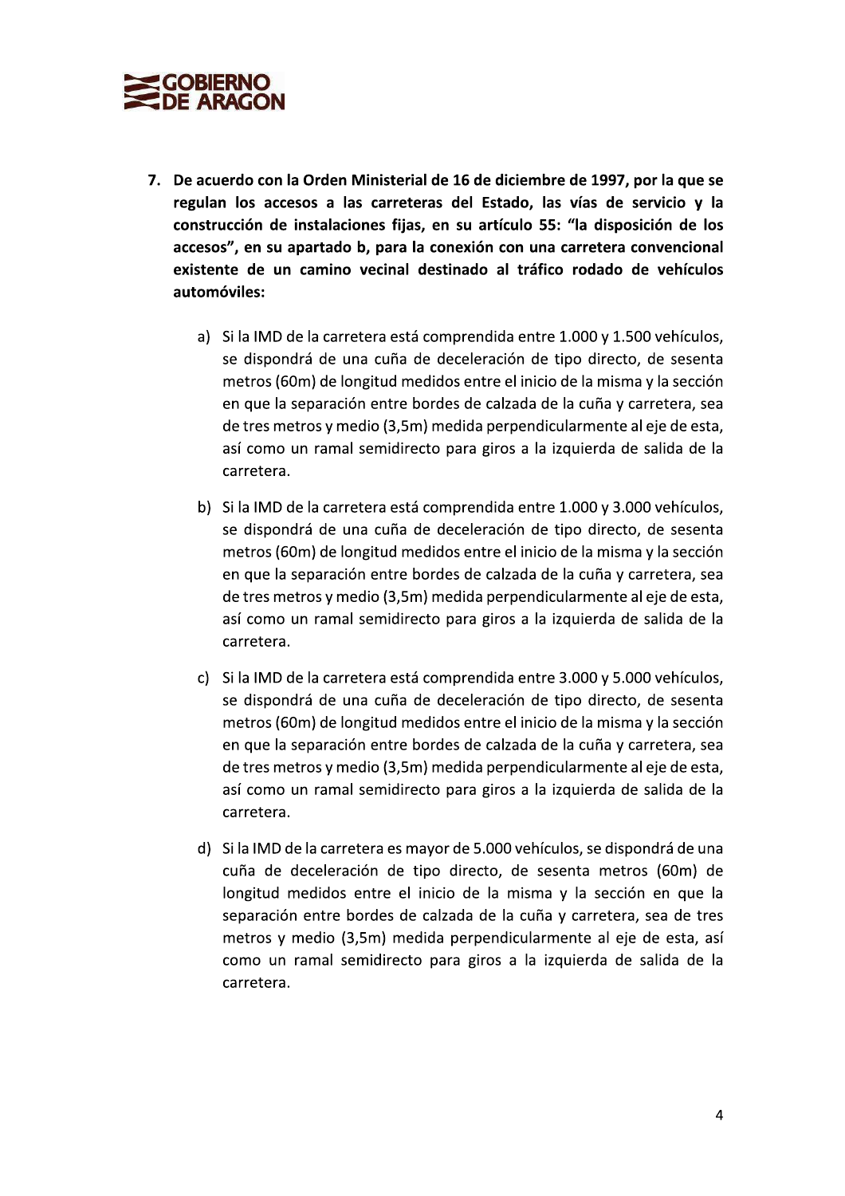7. **De acuerdo con la Orden Ministerial de 16 de diciembre de 1997, por la que se regulan los accesos a las carreteras del Estado, las vías de servicio y la construcción de instalaciones fijas, en su artículo 55: "la disposición de los accesos", en su apartado b, para la conexión con una carretera convencional existente de un camino vecinal destinado al tráfico rodado de vehículos automóviles:**

   a) Si la IMD de la carretera está comprendida entre 1.000 y 1.500 vehículos, se dispondrá de una cuña de deceleración de tipo directo, de sesenta metros (60m) de longitud medidos entre el inicio de la misma y la sección en que la separación entre bordes de calzada de la cuña y carretera, sea de tres metros y medio (3,5m) medida perpendicularmente al eje de esta, así como un ramal semidirecto para giros a la izquierda de salida de la carretera.

   b) Si la IMD de la carretera está comprendida entre 1.000 y 3.000 vehículos, se dispondrá de una cuña de deceleración de tipo directo, de sesenta metros (60m) de longitud medidos entre el inicio de la misma y la sección en que la separación entre bordes de calzada de la cuña y carretera, sea de tres metros y medio (3,5m) medida perpendicularmente al eje de esta, así como un ramal semidirecto para giros a la izquierda de salida de la carretera.

   c) Si la IMD de la carretera está comprendida entre 3.000 y 5.000 vehículos, se dispondrá de una cuña de deceleración de tipo directo, de sesenta metros (60m) de longitud medidos entre el inicio de la misma y la sección en que la separación entre bordes de calzada de la cuña y carretera, sea de tres metros y medio (3,5m) medida perpendicularmente al eje de esta, así como un ramal semidirecto para giros a la izquierda de salida de la carretera.

   d) Si la IMD de la carretera es mayor de 5.000 vehículos, se dispondrá de una cuña de deceleración de tipo directo, de sesenta metros (60m) de longitud medidos entre el inicio de la misma y la sección en que la separación entre bordes de calzada de la cuña y carretera, sea de tres metros y medio (3,5m) medida perpendicularmente al eje de esta, así como un ramal semidirecto para giros a la izquierda de salida de la carretera.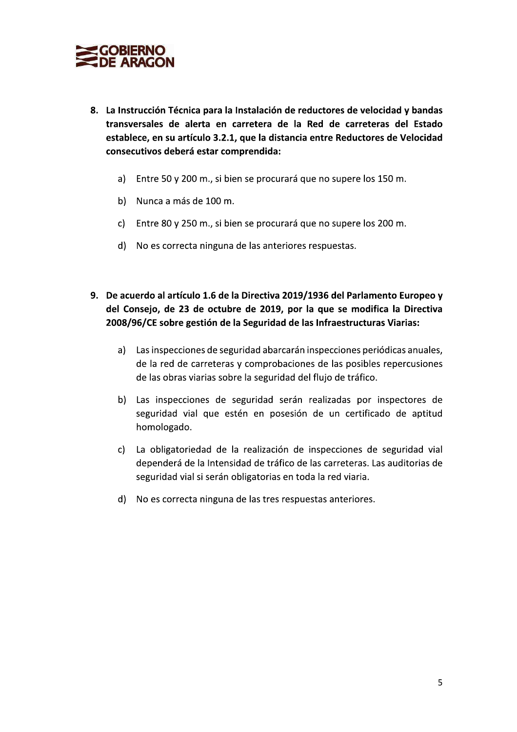8. **La Instrucción Técnica para la Instalación de reductores de velocidad y bandas transversales de alerta en carretera de la Red de carreteras del Estado establece, en su artículo 3.2.1, que la distancia entre Reductores de Velocidad consecutivos deberá estar comprendida:**

   a) Entre 50 y 200 m., si bien se procurará que no supere los 150 m.

   b) Nunca a más de 100 m.

   c) Entre 80 y 250 m., si bien se procurará que no supere los 200 m.

   d) No es correcta ninguna de las anteriores respuestas.

9. **De acuerdo al artículo 1.6 de la Directiva 2019/1936 del Parlamento Europeo y del Consejo, de 23 de octubre de 2019, por la que se modifica la Directiva 2008/96/CE sobre gestión de la Seguridad de las Infraestructuras Viarias:**

   a) Las inspecciones de seguridad abarcarán inspecciones periódicas anuales, de la red de carreteras y comprobaciones de las posibles repercusiones de las obras viarias sobre la seguridad del flujo de tráfico.

   b) Las inspecciones de seguridad serán realizadas por inspectores de seguridad vial que estén en posesión de un certificado de aptitud homologado.

   c) La obligatoriedad de la realización de inspecciones de seguridad vial dependerá de la Intensidad de tráfico de las carreteras. Las auditorias de seguridad vial si serán obligatorias en toda la red viaria.

   d) No es correcta ninguna de las tres respuestas anteriores.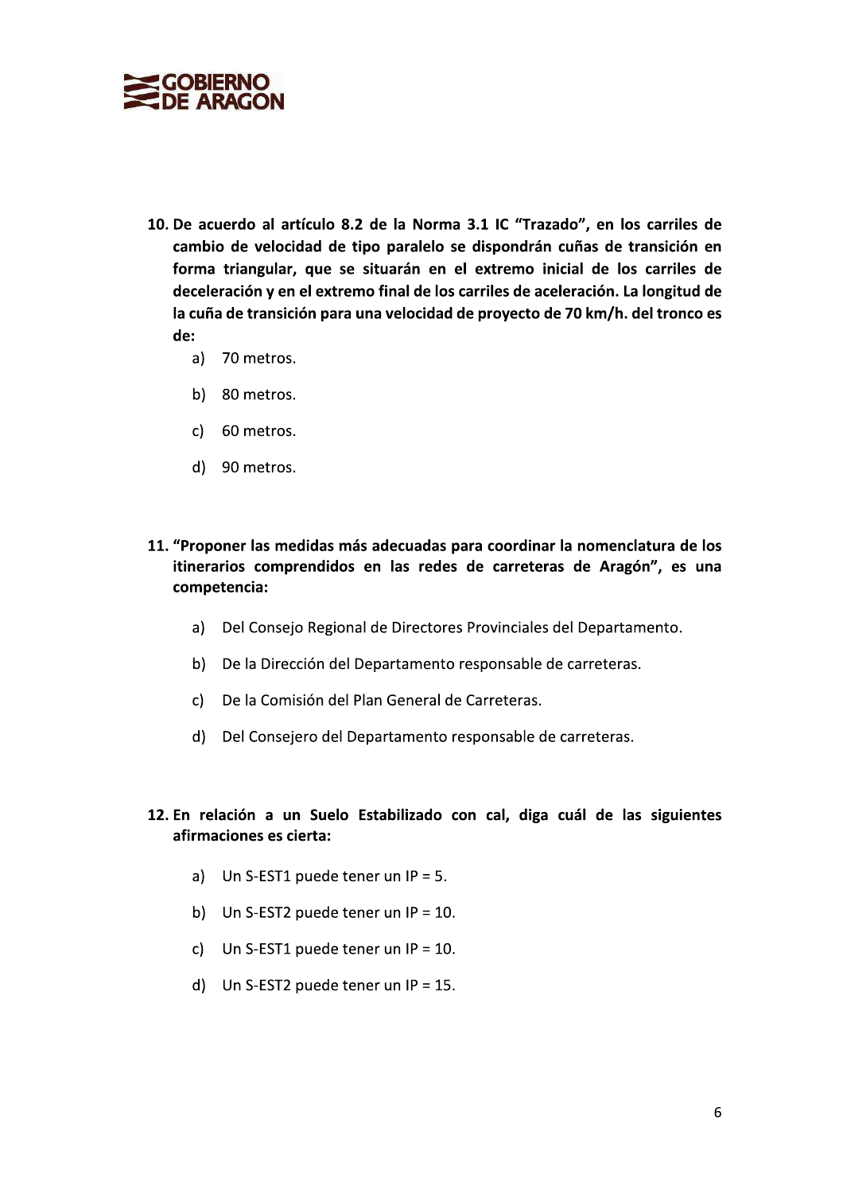**10. De acuerdo al artículo 8.2 de la Norma 3.1 IC "Trazado", en los carriles de cambio de velocidad de tipo paralelo se dispondrán cuñas de transición en forma triangular, que se situarán en el extremo inicial de los carriles de deceleración y en el extremo final de los carriles de aceleración. La longitud de la cuña de transición para una velocidad de proyecto de 70 km/h. del tronco es de:**

a) 70 metros.

b) 80 metros.

c) 60 metros.

d) 90 metros.

**11. "Proponer las medidas más adecuadas para coordinar la nomenclatura de los itinerarios comprendidos en las redes de carreteras de Aragón", es una competencia:**

a) Del Consejo Regional de Directores Provinciales del Departamento.

b) De la Dirección del Departamento responsable de carreteras.

c) De la Comisión del Plan General de Carreteras.

d) Del Consejero del Departamento responsable de carreteras.

**12. En relación a un Suelo Estabilizado con cal, diga cuál de las siguientes afirmaciones es cierta:**

a) Un S-EST1 puede tener un IP = 5.

b) Un S-EST2 puede tener un IP = 10.

c) Un S-EST1 puede tener un IP = 10.

d) Un S-EST2 puede tener un IP = 15.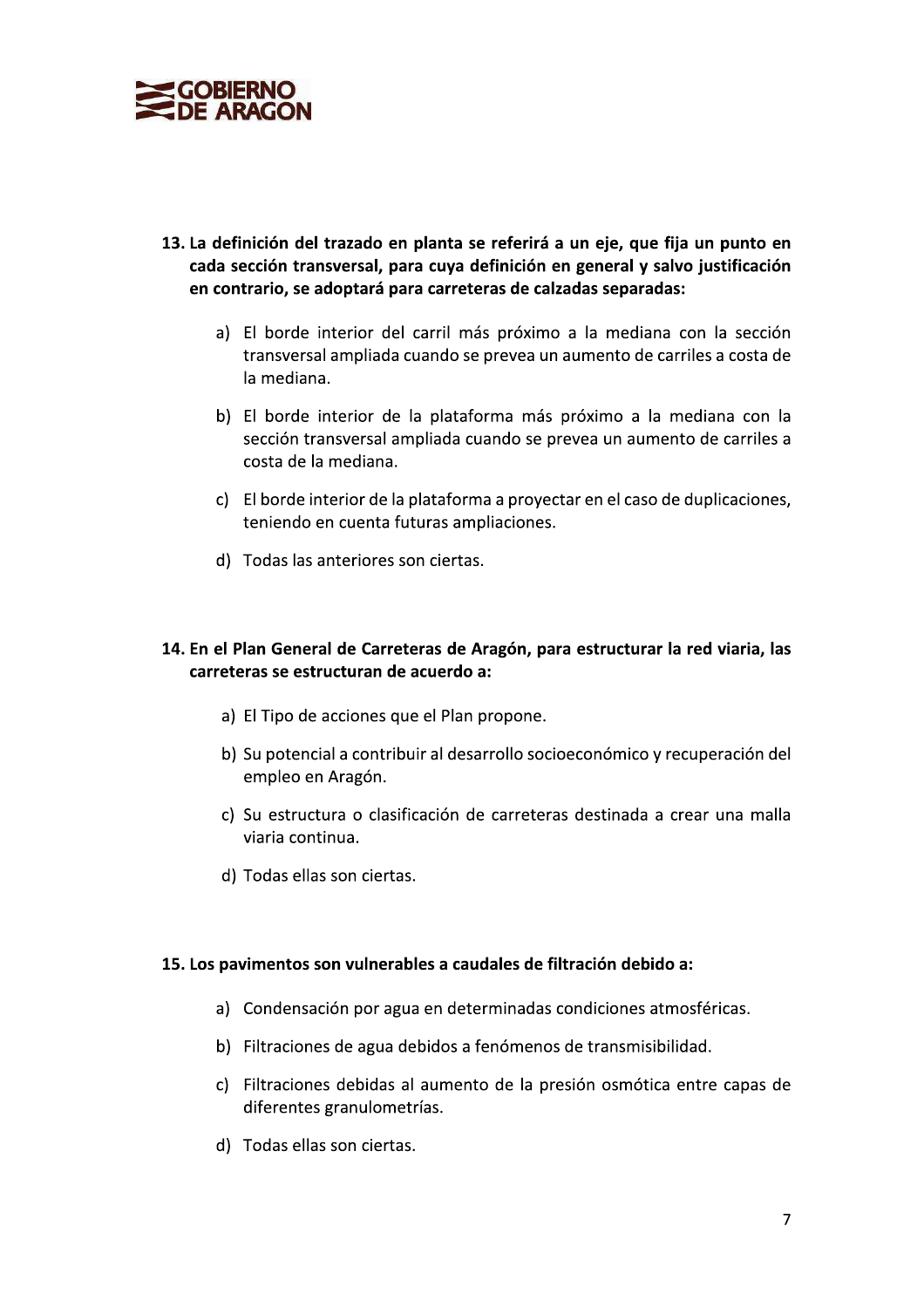**13. La definición del trazado en planta se referirá a un eje, que fija un punto en cada sección transversal, para cuya definición en general y salvo justificación en contrario, se adoptará para carreteras de calzadas separadas:**

a) El borde interior del carril más próximo a la mediana con la sección transversal ampliada cuando se prevea un aumento de carriles a costa de la mediana.

b) El borde interior de la plataforma más próximo a la mediana con la sección transversal ampliada cuando se prevea un aumento de carriles a costa de la mediana.

c) El borde interior de la plataforma a proyectar en el caso de duplicaciones, teniendo en cuenta futuras ampliaciones.

d) Todas las anteriores son ciertas.

**14. En el Plan General de Carreteras de Aragón, para estructurar la red viaria, las carreteras se estructuran de acuerdo a:**

a) El Tipo de acciones que el Plan propone.

b) Su potencial a contribuir al desarrollo socioeconómico y recuperación del empleo en Aragón.

c) Su estructura o clasificación de carreteras destinada a crear una malla viaria continua.

d) Todas ellas son ciertas.

**15. Los pavimentos son vulnerables a caudales de filtración debido a:**

a) Condensación por agua en determinadas condiciones atmosféricas.

b) Filtraciones de agua debidos a fenómenos de transmisibilidad.

c) Filtraciones debidas al aumento de la presión osmótica entre capas de diferentes granulometrías.

d) Todas ellas son ciertas.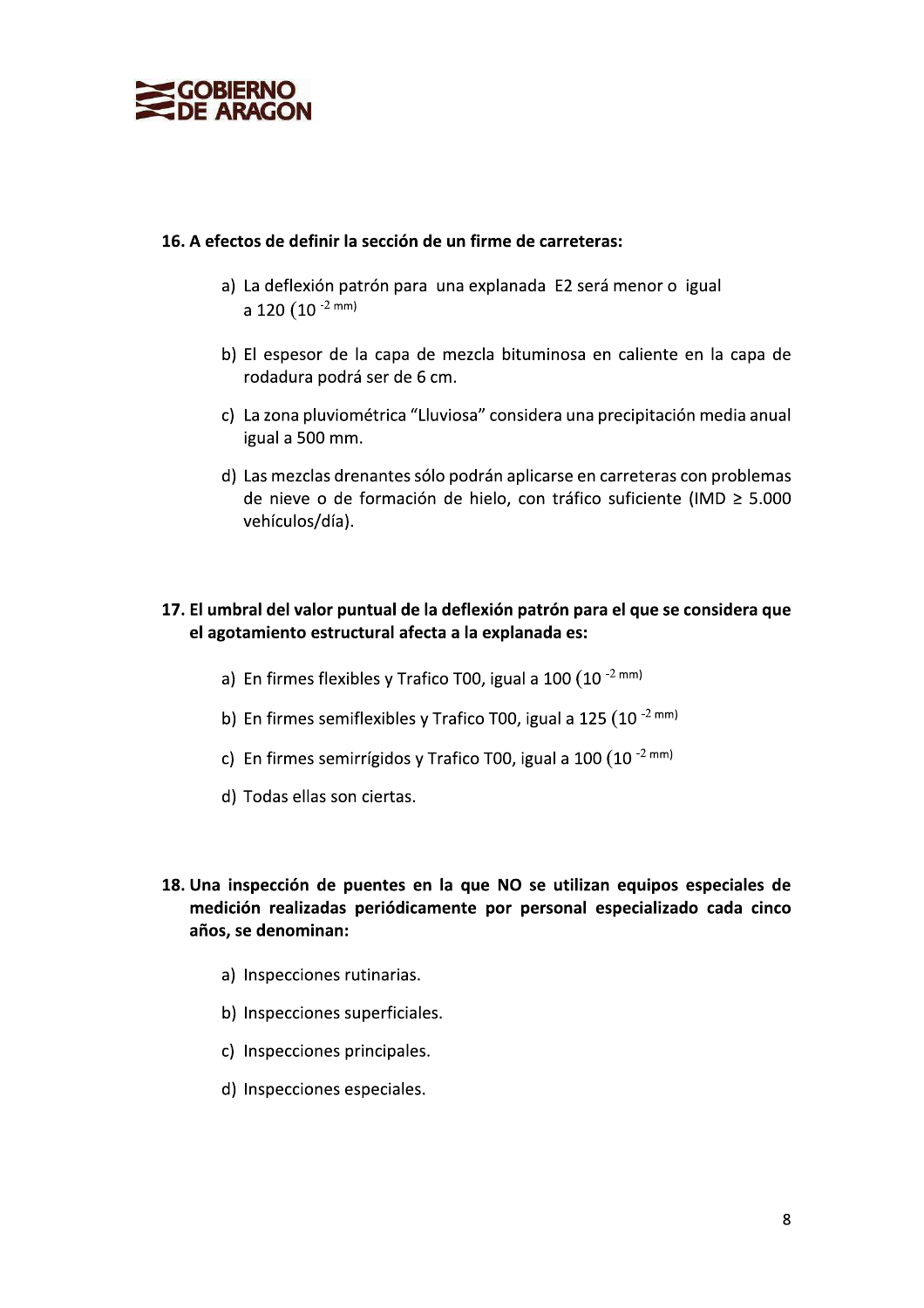**16. A efectos de definir la sección de un firme de carreteras:**

a) La deflexión patrón para una explanada E2 será menor o igual a 120 ($10^{-2}$ mm)

b) El espesor de la capa de mezcla bituminosa en caliente en la capa de rodadura podrá ser de 6 cm.

c) La zona pluviométrica "Lluviosa" considera una precipitación media anual igual a 500 mm.

d) Las mezclas drenantes sólo podrán aplicarse en carreteras con problemas de nieve o de formación de hielo, con tráfico suficiente (IMD ≥ 5.000 vehículos/día).

**17. El umbral del valor puntual de la deflexión patrón para el que se considera que el agotamiento estructural afecta a la explanada es:**

a) En firmes flexibles y Trafico T00, igual a 100 ($10^{-2}$ mm)

b) En firmes semiflexibles y Trafico T00, igual a 125 ($10^{-2}$ mm)

c) En firmes semirrígidos y Trafico T00, igual a 100 ($10^{-2}$ mm)

d) Todas ellas son ciertas.

**18. Una inspección de puentes en la que NO se utilizan equipos especiales de medición realizadas periódicamente por personal especializado cada cinco años, se denominan:**

a) Inspecciones rutinarias.

b) Inspecciones superficiales.

c) Inspecciones principales.

d) Inspecciones especiales.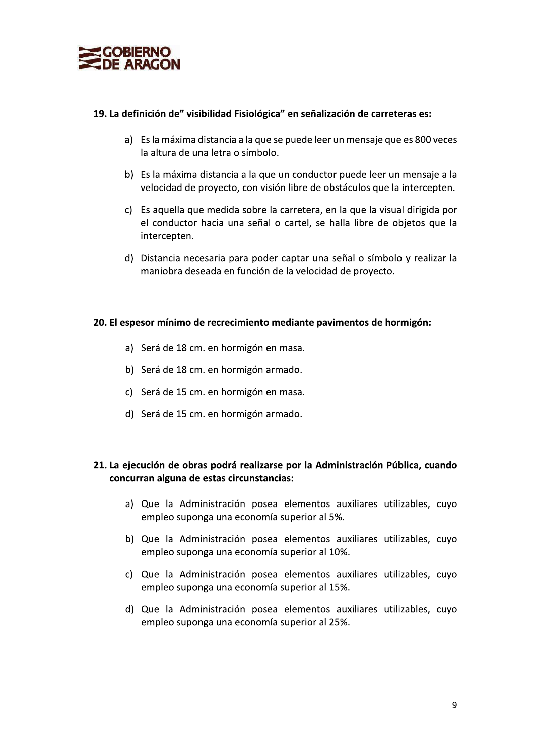**19. La definición de" visibilidad Fisiológica" en señalización de carreteras es:**

a) Es la máxima distancia a la que se puede leer un mensaje que es 800 veces la altura de una letra o símbolo.

b) Es la máxima distancia a la que un conductor puede leer un mensaje a la velocidad de proyecto, con visión libre de obstáculos que la intercepten.

c) Es aquella que medida sobre la carretera, en la que la visual dirigida por el conductor hacia una señal o cartel, se halla libre de objetos que la intercepten.

d) Distancia necesaria para poder captar una señal o símbolo y realizar la maniobra deseada en función de la velocidad de proyecto.

**20. El espesor mínimo de recrecimiento mediante pavimentos de hormigón:**

a) Será de 18 cm. en hormigón en masa.

b) Será de 18 cm. en hormigón armado.

c) Será de 15 cm. en hormigón en masa.

d) Será de 15 cm. en hormigón armado.

**21. La ejecución de obras podrá realizarse por la Administración Pública, cuando concurran alguna de estas circunstancias:**

a) Que la Administración posea elementos auxiliares utilizables, cuyo empleo suponga una economía superior al 5%.

b) Que la Administración posea elementos auxiliares utilizables, cuyo empleo suponga una economía superior al 10%.

c) Que la Administración posea elementos auxiliares utilizables, cuyo empleo suponga una economía superior al 15%.

d) Que la Administración posea elementos auxiliares utilizables, cuyo empleo suponga una economía superior al 25%.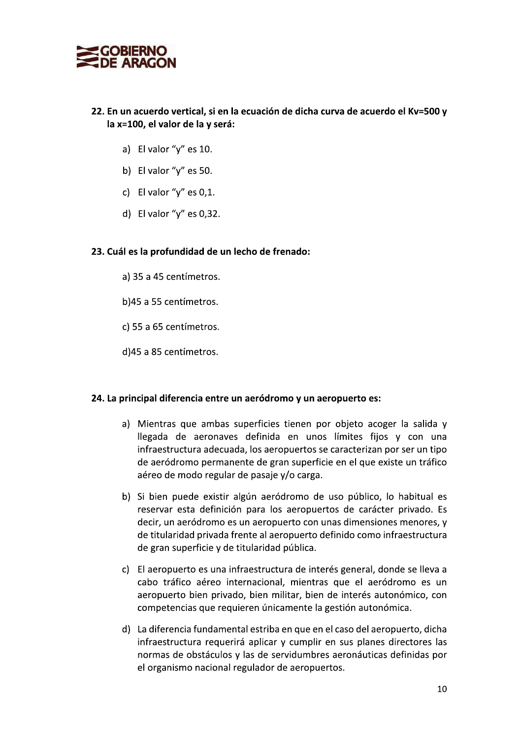**22. En un acuerdo vertical, si en la ecuación de dicha curva de acuerdo el Kv=500 y la x=100, el valor de la y será:**

a) El valor "y" es 10.

b) El valor "y" es 50.

c) El valor "y" es 0,1.

d) El valor "y" es 0,32.

**23. Cuál es la profundidad de un lecho de frenado:**

a) 35 a 45 centímetros.

b)45 a 55 centímetros.

c) 55 a 65 centímetros.

d)45 a 85 centímetros.

**24. La principal diferencia entre un aeródromo y un aeropuerto es:**

a) Mientras que ambas superficies tienen por objeto acoger la salida y llegada de aeronaves definida en unos límites fijos y con una infraestructura adecuada, los aeropuertos se caracterizan por ser un tipo de aeródromo permanente de gran superficie en el que existe un tráfico aéreo de modo regular de pasaje y/o carga.

b) Si bien puede existir algún aeródromo de uso público, lo habitual es reservar esta definición para los aeropuertos de carácter privado. Es decir, un aeródromo es un aeropuerto con unas dimensiones menores, y de titularidad privada frente al aeropuerto definido como infraestructura de gran superficie y de titularidad pública.

c) El aeropuerto es una infraestructura de interés general, donde se lleva a cabo tráfico aéreo internacional, mientras que el aeródromo es un aeropuerto bien privado, bien militar, bien de interés autonómico, con competencias que requieren únicamente la gestión autonómica.

d) La diferencia fundamental estriba en que en el caso del aeropuerto, dicha infraestructura requerirá aplicar y cumplir en sus planes directores las normas de obstáculos y las de servidumbres aeronáuticas definidas por el organismo nacional regulador de aeropuertos.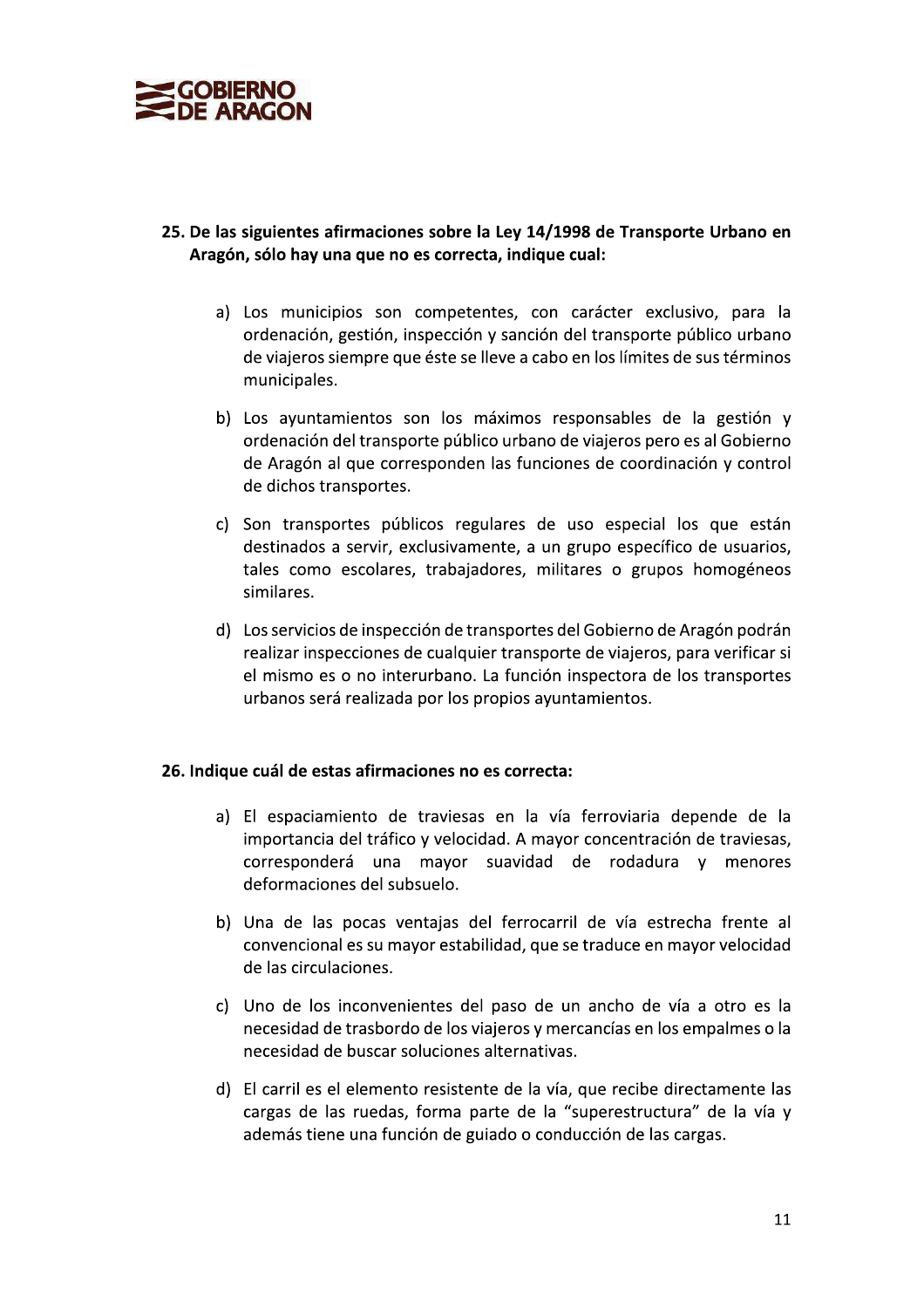**25. De las siguientes afirmaciones sobre la Ley 14/1998 de Transporte Urbano en Aragón, sólo hay una que no es correcta, indique cual:**

a) Los municipios son competentes, con carácter exclusivo, para la ordenación, gestión, inspección y sanción del transporte público urbano de viajeros siempre que éste se lleve a cabo en los límites de sus términos municipales.

b) Los ayuntamientos son los máximos responsables de la gestión y ordenación del transporte público urbano de viajeros pero es al Gobierno de Aragón al que corresponden las funciones de coordinación y control de dichos transportes.

c) Son transportes públicos regulares de uso especial los que están destinados a servir, exclusivamente, a un grupo específico de usuarios, tales como escolares, trabajadores, militares o grupos homogéneos similares.

d) Los servicios de inspección de transportes del Gobierno de Aragón podrán realizar inspecciones de cualquier transporte de viajeros, para verificar si el mismo es o no interurbano. La función inspectora de los transportes urbanos será realizada por los propios ayuntamientos.

**26. Indique cuál de estas afirmaciones no es correcta:**

a) El espaciamiento de traviesas en la vía ferroviaria depende de la importancia del tráfico y velocidad. A mayor concentración de traviesas, corresponderá una mayor suavidad de rodadura y menores deformaciones del subsuelo.

b) Una de las pocas ventajas del ferrocarril de vía estrecha frente al convencional es su mayor estabilidad, que se traduce en mayor velocidad de las circulaciones.

c) Uno de los inconvenientes del paso de un ancho de vía a otro es la necesidad de trasbordo de los viajeros y mercancías en los empalmes o la necesidad de buscar soluciones alternativas.

d) El carril es el elemento resistente de la vía, que recibe directamente las cargas de las ruedas, forma parte de la "superestructura" de la vía y además tiene una función de guiado o conducción de las cargas.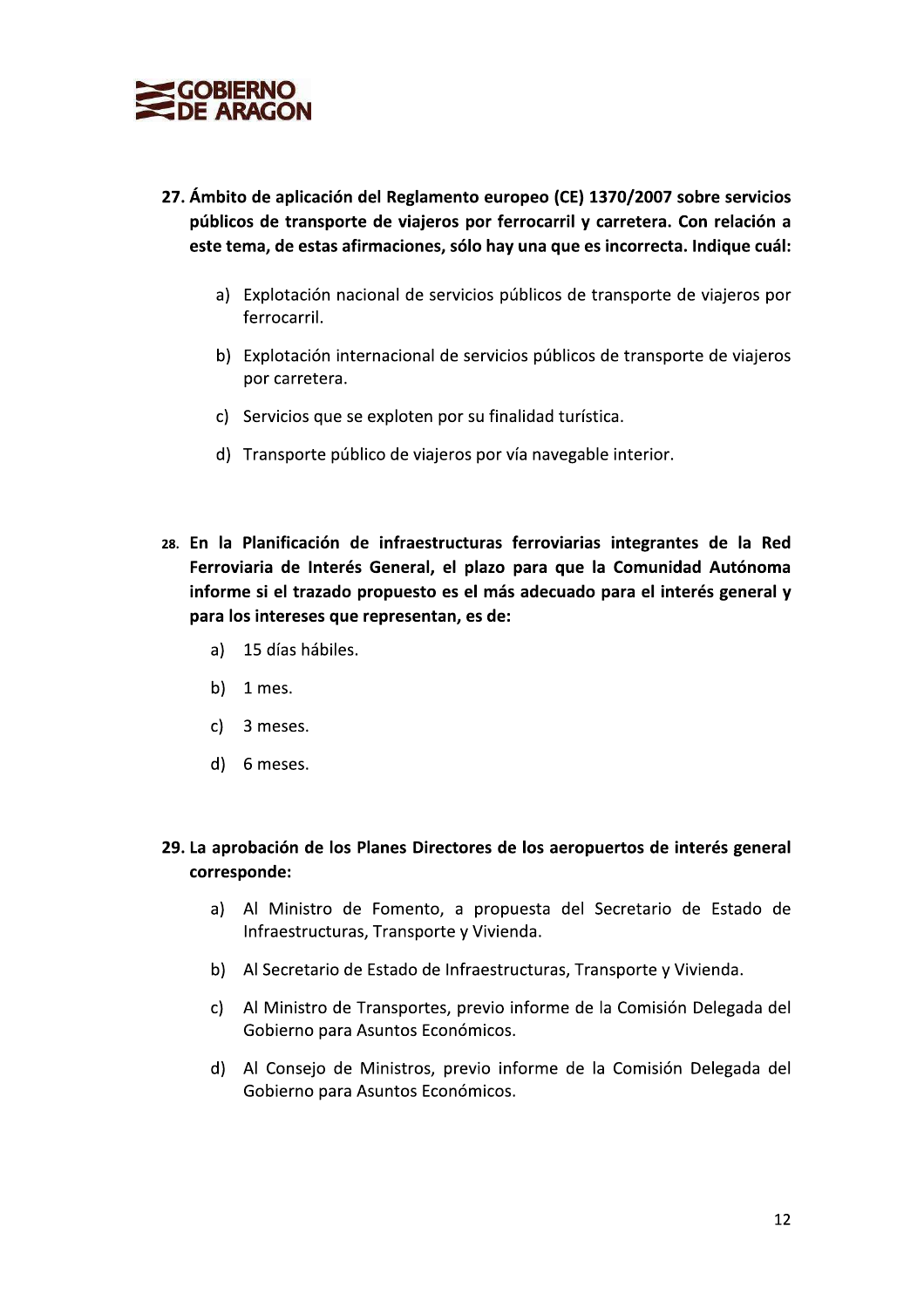**27. Ámbito de aplicación del Reglamento europeo (CE) 1370/2007 sobre servicios públicos de transporte de viajeros por ferrocarril y carretera. Con relación a este tema, de estas afirmaciones, sólo hay una que es incorrecta. Indique cuál:**

a) Explotación nacional de servicios públicos de transporte de viajeros por ferrocarril.

b) Explotación internacional de servicios públicos de transporte de viajeros por carretera.

c) Servicios que se exploten por su finalidad turística.

d) Transporte público de viajeros por vía navegable interior.

**28. En la Planificación de infraestructuras ferroviarias integrantes de la Red Ferroviaria de Interés General, el plazo para que la Comunidad Autónoma informe si el trazado propuesto es el más adecuado para el interés general y para los intereses que representan, es de:**

a) 15 días hábiles.

b) 1 mes.

c) 3 meses.

d) 6 meses.

**29. La aprobación de los Planes Directores de los aeropuertos de interés general corresponde:**

a) Al Ministro de Fomento, a propuesta del Secretario de Estado de Infraestructuras, Transporte y Vivienda.

b) Al Secretario de Estado de Infraestructuras, Transporte y Vivienda.

c) Al Ministro de Transportes, previo informe de la Comisión Delegada del Gobierno para Asuntos Económicos.

d) Al Consejo de Ministros, previo informe de la Comisión Delegada del Gobierno para Asuntos Económicos.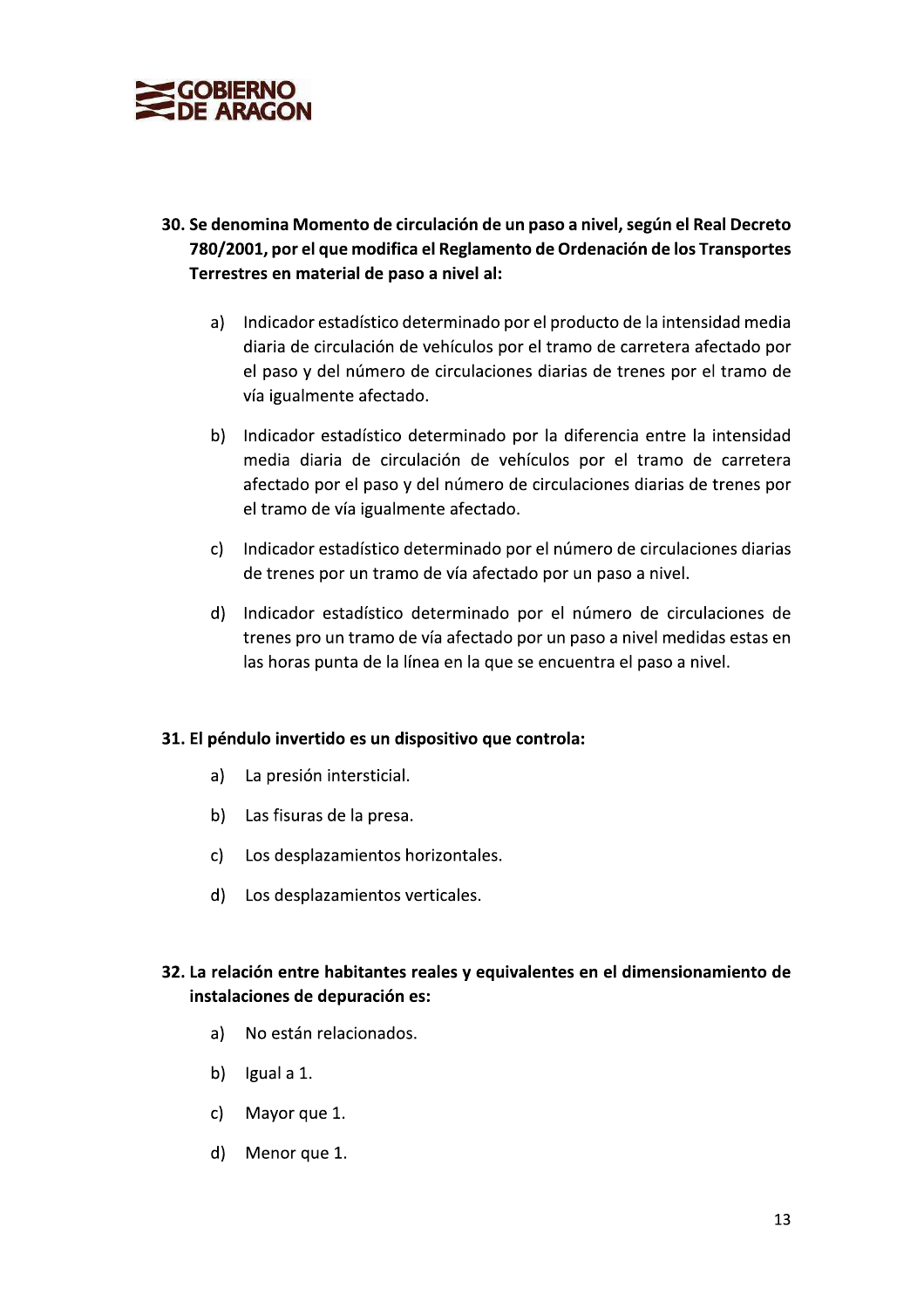**30. Se denomina Momento de circulación de un paso a nivel, según el Real Decreto 780/2001, por el que modifica el Reglamento de Ordenación de los Transportes Terrestres en material de paso a nivel al:**

a) Indicador estadístico determinado por el producto de la intensidad media diaria de circulación de vehículos por el tramo de carretera afectado por el paso y del número de circulaciones diarias de trenes por el tramo de vía igualmente afectado.

b) Indicador estadístico determinado por la diferencia entre la intensidad media diaria de circulación de vehículos por el tramo de carretera afectado por el paso y del número de circulaciones diarias de trenes por el tramo de vía igualmente afectado.

c) Indicador estadístico determinado por el número de circulaciones diarias de trenes por un tramo de vía afectado por un paso a nivel.

d) Indicador estadístico determinado por el número de circulaciones de trenes pro un tramo de vía afectado por un paso a nivel medidas estas en las horas punta de la línea en la que se encuentra el paso a nivel.

**31. El péndulo invertido es un dispositivo que controla:**

a) La presión intersticial.

b) Las fisuras de la presa.

c) Los desplazamientos horizontales.

d) Los desplazamientos verticales.

**32. La relación entre habitantes reales y equivalentes en el dimensionamiento de instalaciones de depuración es:**

a) No están relacionados.

b) Igual a 1.

c) Mayor que 1.

d) Menor que 1.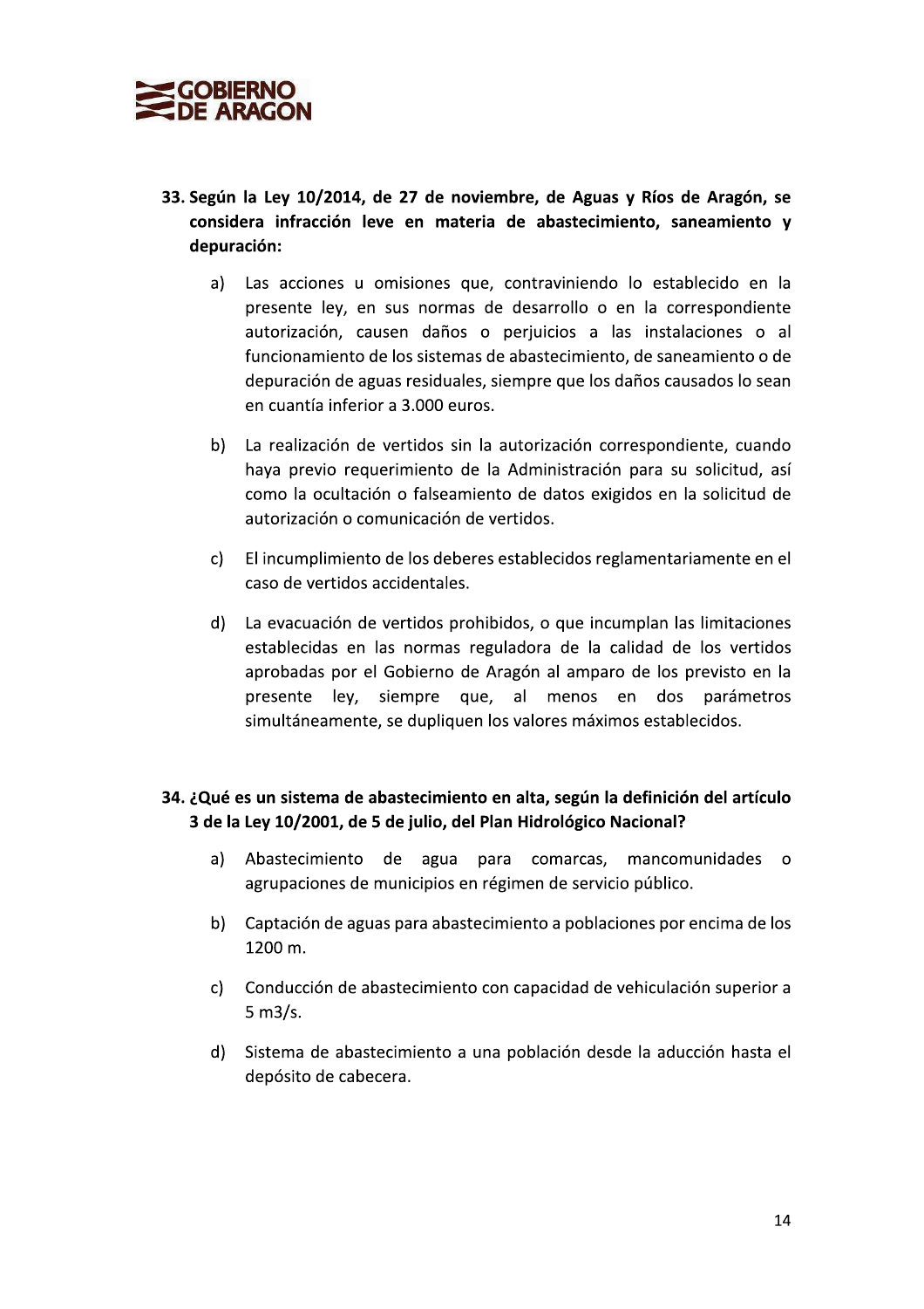33. **Según la Ley 10/2014, de 27 de noviembre, de Aguas y Ríos de Aragón, se considera infracción leve en materia de abastecimiento, saneamiento y depuración:**

    a) Las acciones u omisiones que, contraviniendo lo establecido en la presente ley, en sus normas de desarrollo o en la correspondiente autorización, causen daños o perjuicios a las instalaciones o al funcionamiento de los sistemas de abastecimiento, de saneamiento o de depuración de aguas residuales, siempre que los daños causados lo sean en cuantía inferior a 3.000 euros.

    b) La realización de vertidos sin la autorización correspondiente, cuando haya previo requerimiento de la Administración para su solicitud, así como la ocultación o falseamiento de datos exigidos en la solicitud de autorización o comunicación de vertidos.

    c) El incumplimiento de los deberes establecidos reglamentariamente en el caso de vertidos accidentales.

    d) La evacuación de vertidos prohibidos, o que incumplan las limitaciones establecidas en las normas reguladora de la calidad de los vertidos aprobadas por el Gobierno de Aragón al amparo de los previsto en la presente ley, siempre que, al menos en dos parámetros simultáneamente, se dupliquen los valores máximos establecidos.

34. **¿Qué es un sistema de abastecimiento en alta, según la definición del artículo 3 de la Ley 10/2001, de 5 de julio, del Plan Hidrológico Nacional?**

    a) Abastecimiento de agua para comarcas, mancomunidades o agrupaciones de municipios en régimen de servicio público.

    b) Captación de aguas para abastecimiento a poblaciones por encima de los 1200 m.

    c) Conducción de abastecimiento con capacidad de vehiculación superior a 5 m3/s.

    d) Sistema de abastecimiento a una población desde la aducción hasta el depósito de cabecera.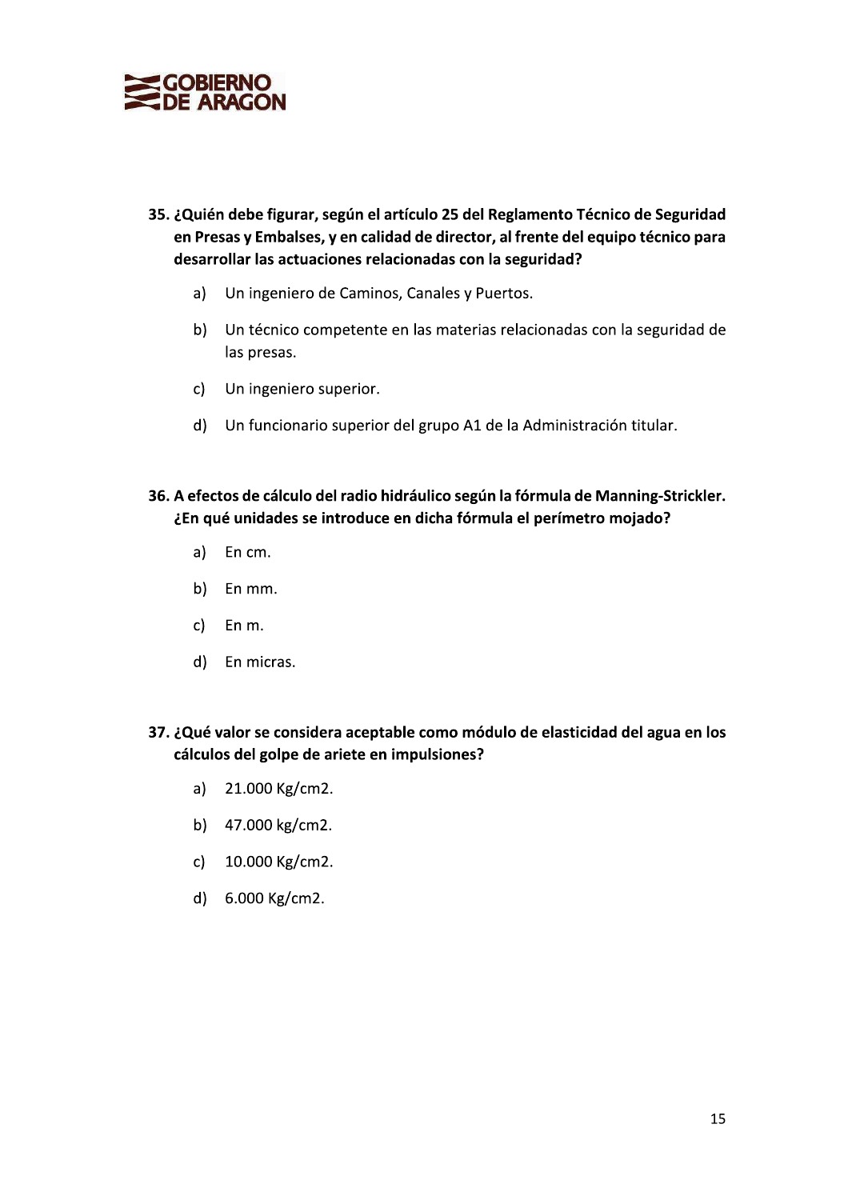**35. ¿Quién debe figurar, según el artículo 25 del Reglamento Técnico de Seguridad en Presas y Embalses, y en calidad de director, al frente del equipo técnico para desarrollar las actuaciones relacionadas con la seguridad?**

a) Un ingeniero de Caminos, Canales y Puertos.

b) Un técnico competente en las materias relacionadas con la seguridad de las presas.

c) Un ingeniero superior.

d) Un funcionario superior del grupo A1 de la Administración titular.

**36. A efectos de cálculo del radio hidráulico según la fórmula de Manning-Strickler. ¿En qué unidades se introduce en dicha fórmula el perímetro mojado?**

a) En cm.

b) En mm.

c) En m.

d) En micras.

**37. ¿Qué valor se considera aceptable como módulo de elasticidad del agua en los cálculos del golpe de ariete en impulsiones?**

a) 21.000 Kg/cm2.

b) 47.000 kg/cm2.

c) 10.000 Kg/cm2.

d) 6.000 Kg/cm2.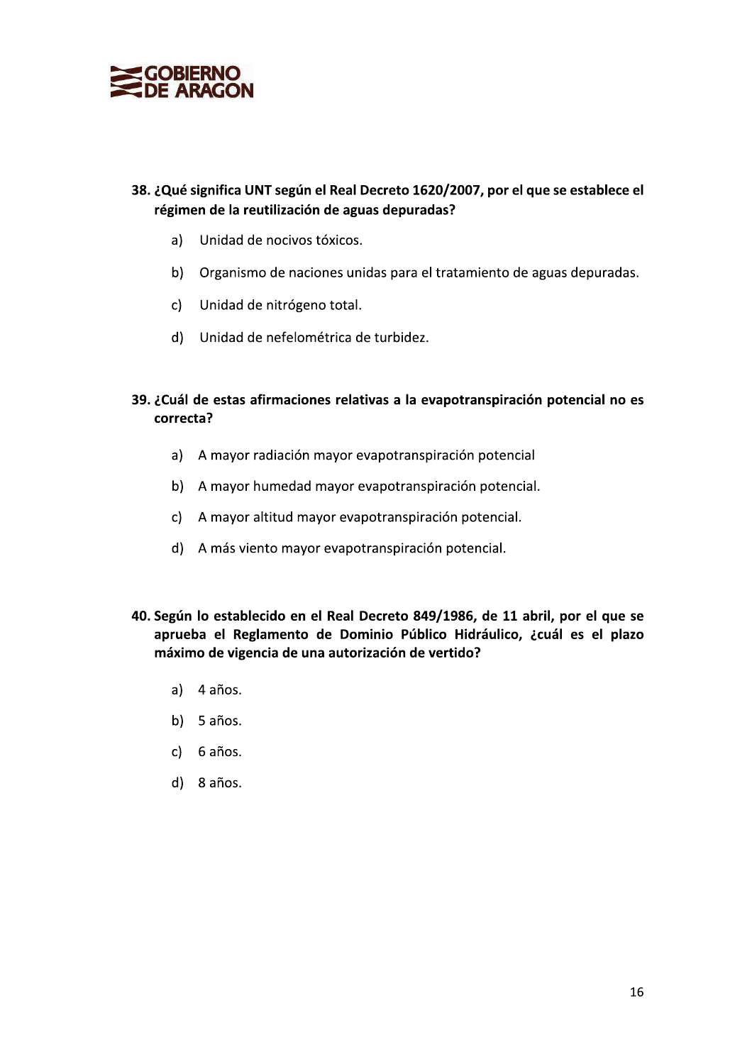**38. ¿Qué significa UNT según el Real Decreto 1620/2007, por el que se establece el régimen de la reutilización de aguas depuradas?**

a) Unidad de nocivos tóxicos.

b) Organismo de naciones unidas para el tratamiento de aguas depuradas.

c) Unidad de nitrógeno total.

d) Unidad de nefelométrica de turbidez.

**39. ¿Cuál de estas afirmaciones relativas a la evapotranspiración potencial no es correcta?**

a) A mayor radiación mayor evapotranspiración potencial

b) A mayor humedad mayor evapotranspiración potencial.

c) A mayor altitud mayor evapotranspiración potencial.

d) A más viento mayor evapotranspiración potencial.

**40. Según lo establecido en el Real Decreto 849/1986, de 11 abril, por el que se aprueba el Reglamento de Dominio Público Hidráulico, ¿cuál es el plazo máximo de vigencia de una autorización de vertido?**

a) 4 años.

b) 5 años.

c) 6 años.

d) 8 años.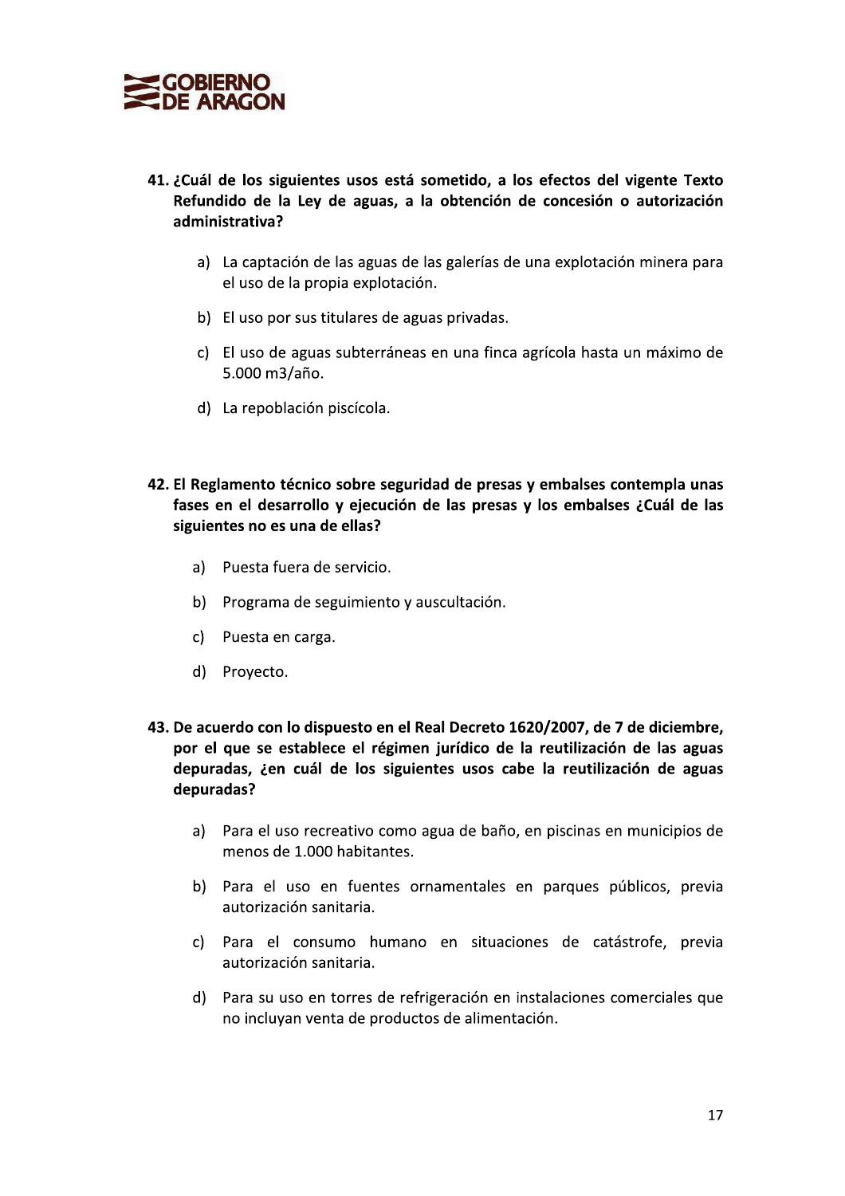41. **¿Cuál de los siguientes usos está sometido, a los efectos del vigente Texto Refundido de la Ley de aguas, a la obtención de concesión o autorización administrativa?**

   a) La captación de las aguas de las galerías de una explotación minera para el uso de la propia explotación.

   b) El uso por sus titulares de aguas privadas.

   c) El uso de aguas subterráneas en una finca agrícola hasta un máximo de 5.000 m3/año.

   d) La repoblación piscícola.

42. **El Reglamento técnico sobre seguridad de presas y embalses contempla unas fases en el desarrollo y ejecución de las presas y los embalses ¿Cuál de las siguientes no es una de ellas?**

   a) Puesta fuera de servicio.

   b) Programa de seguimiento y auscultación.

   c) Puesta en carga.

   d) Proyecto.

43. **De acuerdo con lo dispuesto en el Real Decreto 1620/2007, de 7 de diciembre, por el que se establece el régimen jurídico de la reutilización de las aguas depuradas, ¿en cuál de los siguientes usos cabe la reutilización de aguas depuradas?**

   a) Para el uso recreativo como agua de baño, en piscinas en municipios de menos de 1.000 habitantes.

   b) Para el uso en fuentes ornamentales en parques públicos, previa autorización sanitaria.

   c) Para el consumo humano en situaciones de catástrofe, previa autorización sanitaria.

   d) Para su uso en torres de refrigeración en instalaciones comerciales que no incluyan venta de productos de alimentación.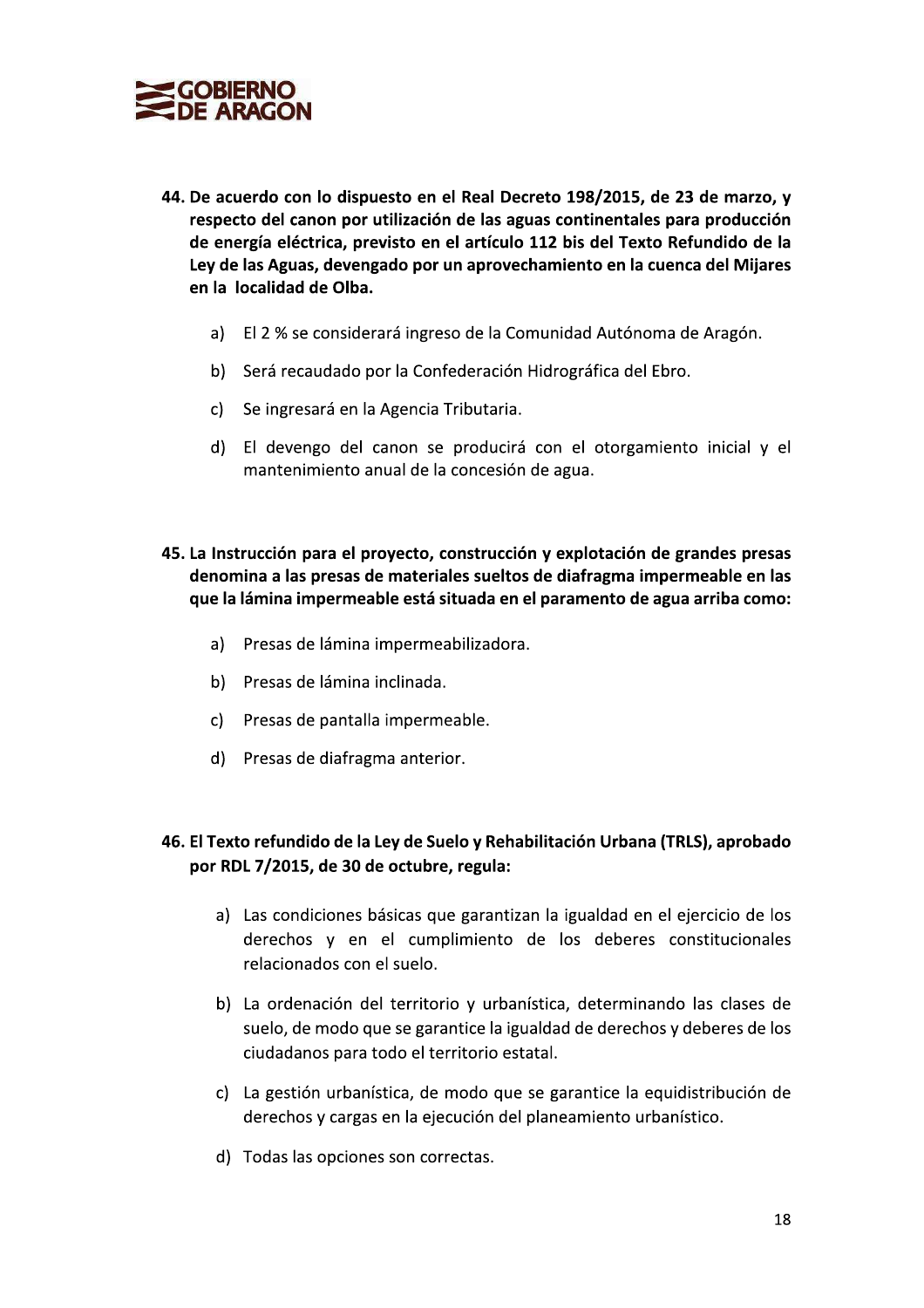**44. De acuerdo con lo dispuesto en el Real Decreto 198/2015, de 23 de marzo, y respecto del canon por utilización de las aguas continentales para producción de energía eléctrica, previsto en el artículo 112 bis del Texto Refundido de la Ley de las Aguas, devengado por un aprovechamiento en la cuenca del Mijares en la localidad de Olba.**

a) El 2 % se considerará ingreso de la Comunidad Autónoma de Aragón.

b) Será recaudado por la Confederación Hidrográfica del Ebro.

c) Se ingresará en la Agencia Tributaria.

d) El devengo del canon se producirá con el otorgamiento inicial y el mantenimiento anual de la concesión de agua.

**45. La Instrucción para el proyecto, construcción y explotación de grandes presas denomina a las presas de materiales sueltos de diafragma impermeable en las que la lámina impermeable está situada en el paramento de agua arriba como:**

a) Presas de lámina impermeabilizadora.

b) Presas de lámina inclinada.

c) Presas de pantalla impermeable.

d) Presas de diafragma anterior.

**46. El Texto refundido de la Ley de Suelo y Rehabilitación Urbana (TRLS), aprobado por RDL 7/2015, de 30 de octubre, regula:**

a) Las condiciones básicas que garantizan la igualdad en el ejercicio de los derechos y en el cumplimiento de los deberes constitucionales relacionados con el suelo.

b) La ordenación del territorio y urbanística, determinando las clases de suelo, de modo que se garantice la igualdad de derechos y deberes de los ciudadanos para todo el territorio estatal.

c) La gestión urbanística, de modo que se garantice la equidistribución de derechos y cargas en la ejecución del planeamiento urbanístico.

d) Todas las opciones son correctas.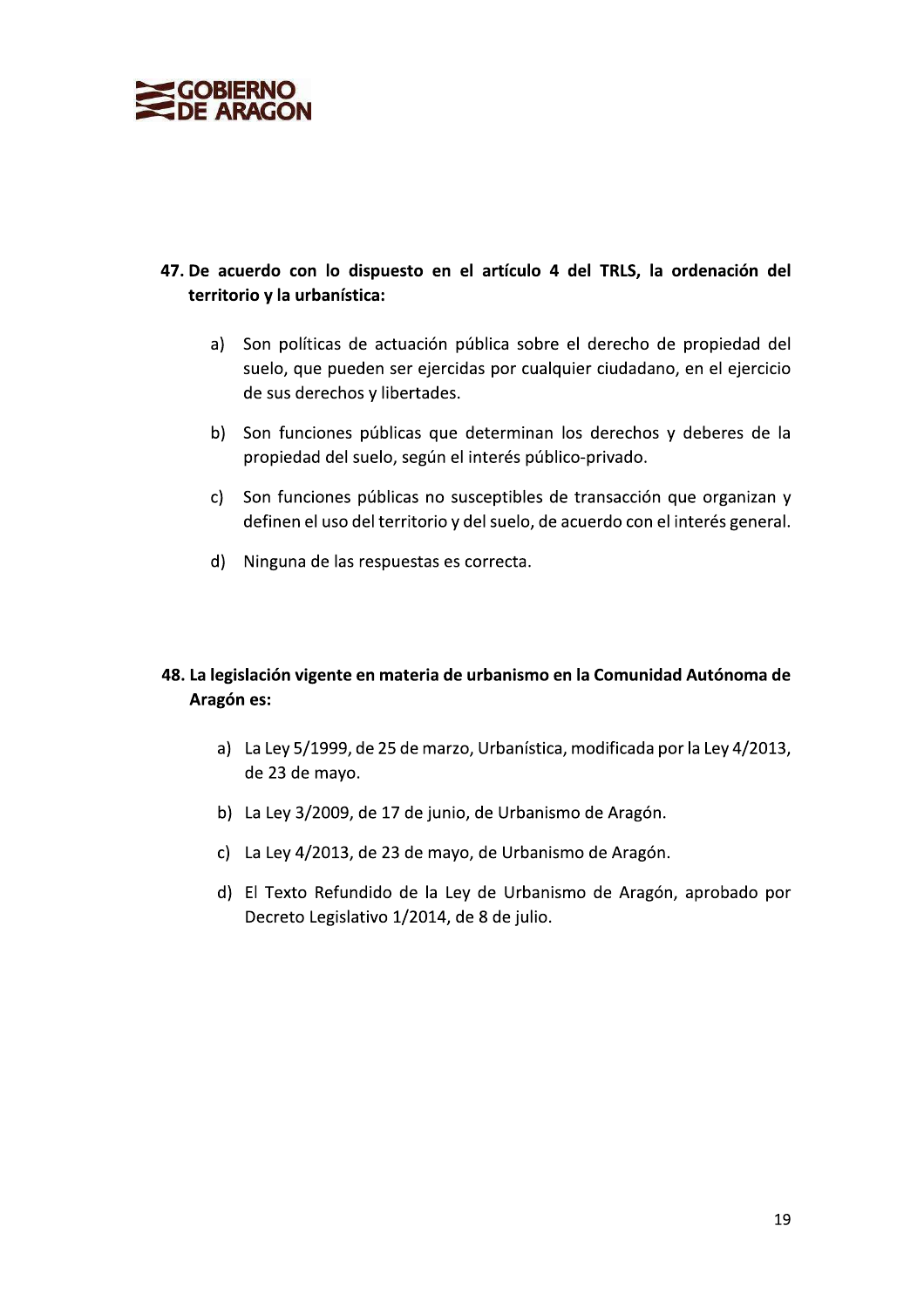**47. De acuerdo con lo dispuesto en el artículo 4 del TRLS, la ordenación del territorio y la urbanística:**

a) Son políticas de actuación pública sobre el derecho de propiedad del suelo, que pueden ser ejercidas por cualquier ciudadano, en el ejercicio de sus derechos y libertades.

b) Son funciones públicas que determinan los derechos y deberes de la propiedad del suelo, según el interés público-privado.

c) Son funciones públicas no susceptibles de transacción que organizan y definen el uso del territorio y del suelo, de acuerdo con el interés general.

d) Ninguna de las respuestas es correcta.

**48. La legislación vigente en materia de urbanismo en la Comunidad Autónoma de Aragón es:**

a) La Ley 5/1999, de 25 de marzo, Urbanística, modificada por la Ley 4/2013, de 23 de mayo.

b) La Ley 3/2009, de 17 de junio, de Urbanismo de Aragón.

c) La Ley 4/2013, de 23 de mayo, de Urbanismo de Aragón.

d) El Texto Refundido de la Ley de Urbanismo de Aragón, aprobado por Decreto Legislativo 1/2014, de 8 de julio.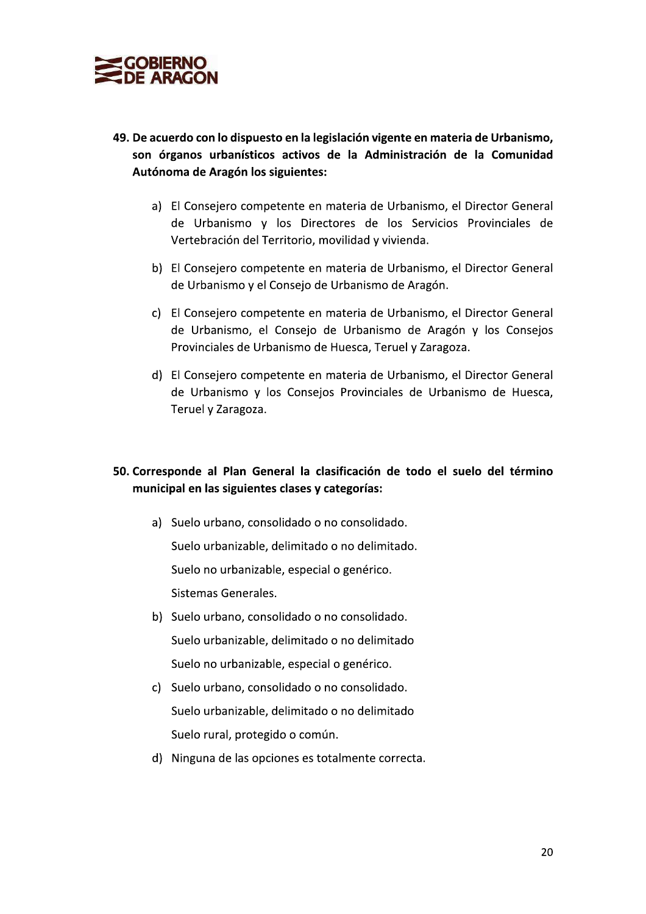**49. De acuerdo con lo dispuesto en la legislación vigente en materia de Urbanismo, son órganos urbanísticos activos de la Administración de la Comunidad Autónoma de Aragón los siguientes:**

a) El Consejero competente en materia de Urbanismo, el Director General de Urbanismo y los Directores de los Servicios Provinciales de Vertebración del Territorio, movilidad y vivienda.

b) El Consejero competente en materia de Urbanismo, el Director General de Urbanismo y el Consejo de Urbanismo de Aragón.

c) El Consejero competente en materia de Urbanismo, el Director General de Urbanismo, el Consejo de Urbanismo de Aragón y los Consejos Provinciales de Urbanismo de Huesca, Teruel y Zaragoza.

d) El Consejero competente en materia de Urbanismo, el Director General de Urbanismo y los Consejos Provinciales de Urbanismo de Huesca, Teruel y Zaragoza.

**50. Corresponde al Plan General la clasificación de todo el suelo del término municipal en las siguientes clases y categorías:**

a) Suelo urbano, consolidado o no consolidado.
Suelo urbanizable, delimitado o no delimitado.
Suelo no urbanizable, especial o genérico.
Sistemas Generales.

b) Suelo urbano, consolidado o no consolidado.
Suelo urbanizable, delimitado o no delimitado
Suelo no urbanizable, especial o genérico.

c) Suelo urbano, consolidado o no consolidado.
Suelo urbanizable, delimitado o no delimitado
Suelo rural, protegido o común.

d) Ninguna de las opciones es totalmente correcta.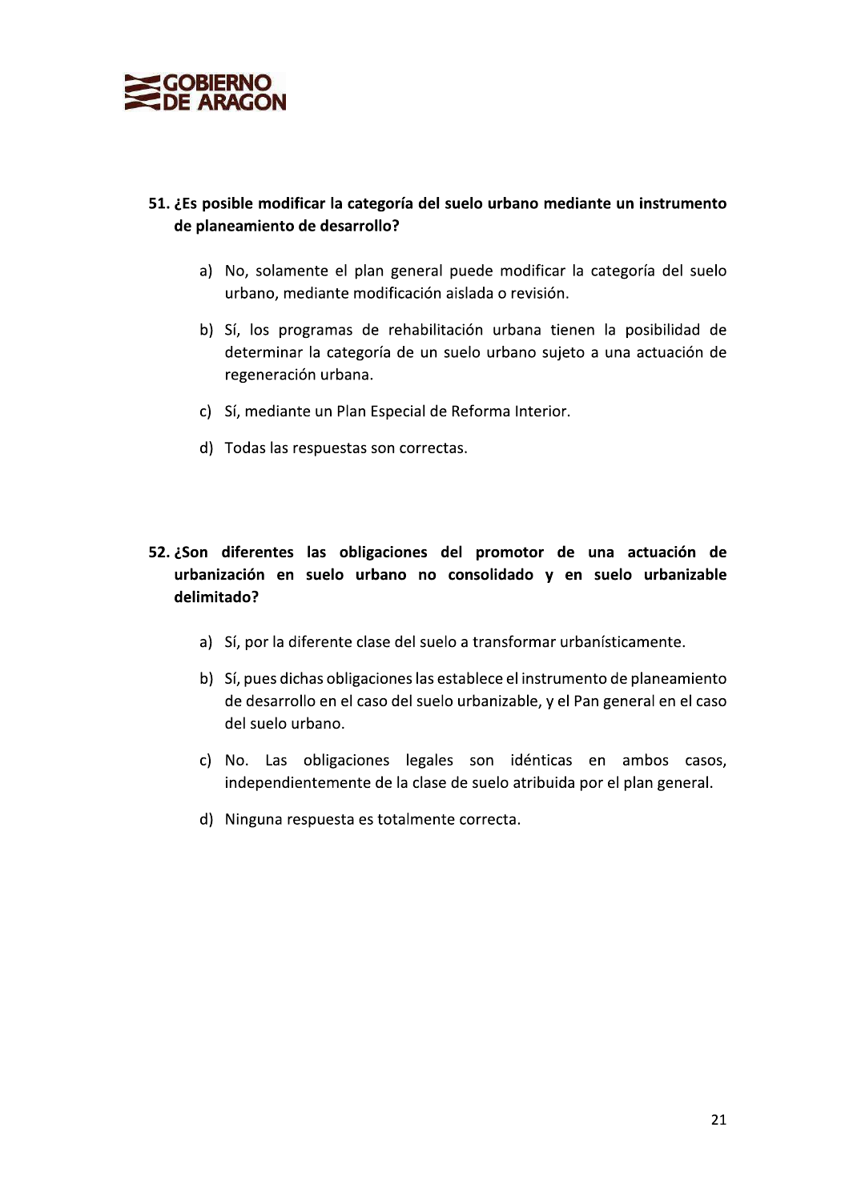**51. ¿Es posible modificar la categoría del suelo urbano mediante un instrumento de planeamiento de desarrollo?**

a) No, solamente el plan general puede modificar la categoría del suelo urbano, mediante modificación aislada o revisión.

b) Sí, los programas de rehabilitación urbana tienen la posibilidad de determinar la categoría de un suelo urbano sujeto a una actuación de regeneración urbana.

c) Sí, mediante un Plan Especial de Reforma Interior.

d) Todas las respuestas son correctas.

**52. ¿Son diferentes las obligaciones del promotor de una actuación de urbanización en suelo urbano no consolidado y en suelo urbanizable delimitado?**

a) Sí, por la diferente clase del suelo a transformar urbanísticamente.

b) Sí, pues dichas obligaciones las establece el instrumento de planeamiento de desarrollo en el caso del suelo urbanizable, y el Pan general en el caso del suelo urbano.

c) No. Las obligaciones legales son idénticas en ambos casos, independientemente de la clase de suelo atribuida por el plan general.

d) Ninguna respuesta es totalmente correcta.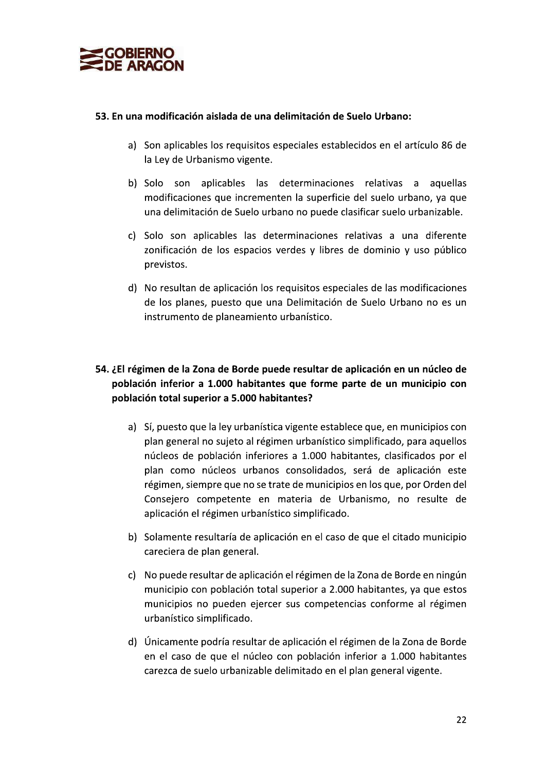**53. En una modificación aislada de una delimitación de Suelo Urbano:**

a) Son aplicables los requisitos especiales establecidos en el artículo 86 de la Ley de Urbanismo vigente.

b) Solo son aplicables las determinaciones relativas a aquellas modificaciones que incrementen la superficie del suelo urbano, ya que una delimitación de Suelo urbano no puede clasificar suelo urbanizable.

c) Solo son aplicables las determinaciones relativas a una diferente zonificación de los espacios verdes y libres de dominio y uso público previstos.

d) No resultan de aplicación los requisitos especiales de las modificaciones de los planes, puesto que una Delimitación de Suelo Urbano no es un instrumento de planeamiento urbanístico.

**54. ¿El régimen de la Zona de Borde puede resultar de aplicación en un núcleo de población inferior a 1.000 habitantes que forme parte de un municipio con población total superior a 5.000 habitantes?**

a) Sí, puesto que la ley urbanística vigente establece que, en municipios con plan general no sujeto al régimen urbanístico simplificado, para aquellos núcleos de población inferiores a 1.000 habitantes, clasificados por el plan como núcleos urbanos consolidados, será de aplicación este régimen, siempre que no se trate de municipios en los que, por Orden del Consejero competente en materia de Urbanismo, no resulte de aplicación el régimen urbanístico simplificado.

b) Solamente resultaría de aplicación en el caso de que el citado municipio careciera de plan general.

c) No puede resultar de aplicación el régimen de la Zona de Borde en ningún municipio con población total superior a 2.000 habitantes, ya que estos municipios no pueden ejercer sus competencias conforme al régimen urbanístico simplificado.

d) Únicamente podría resultar de aplicación el régimen de la Zona de Borde en el caso de que el núcleo con población inferior a 1.000 habitantes carezca de suelo urbanizable delimitado en el plan general vigente.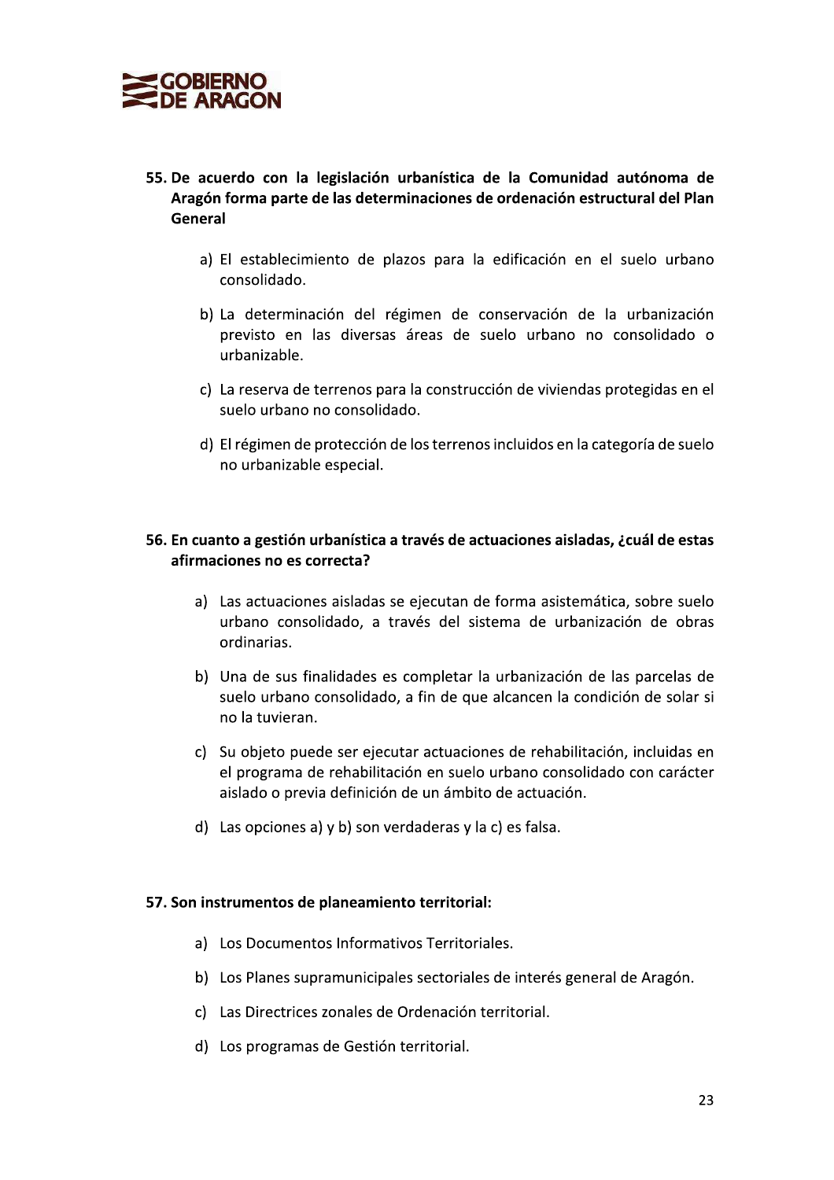**55. De acuerdo con la legislación urbanística de la Comunidad autónoma de Aragón forma parte de las determinaciones de ordenación estructural del Plan General**

a) El establecimiento de plazos para la edificación en el suelo urbano consolidado.

b) La determinación del régimen de conservación de la urbanización previsto en las diversas áreas de suelo urbano no consolidado o urbanizable.

c) La reserva de terrenos para la construcción de viviendas protegidas en el suelo urbano no consolidado.

d) El régimen de protección de los terrenos incluidos en la categoría de suelo no urbanizable especial.

**56. En cuanto a gestión urbanística a través de actuaciones aisladas, ¿cuál de estas afirmaciones no es correcta?**

a) Las actuaciones aisladas se ejecutan de forma asistemática, sobre suelo urbano consolidado, a través del sistema de urbanización de obras ordinarias.

b) Una de sus finalidades es completar la urbanización de las parcelas de suelo urbano consolidado, a fin de que alcancen la condición de solar si no la tuvieran.

c) Su objeto puede ser ejecutar actuaciones de rehabilitación, incluidas en el programa de rehabilitación en suelo urbano consolidado con carácter aislado o previa definición de un ámbito de actuación.

d) Las opciones a) y b) son verdaderas y la c) es falsa.

**57. Son instrumentos de planeamiento territorial:**

a) Los Documentos Informativos Territoriales.

b) Los Planes supramunicipales sectoriales de interés general de Aragón.

c) Las Directrices zonales de Ordenación territorial.

d) Los programas de Gestión territorial.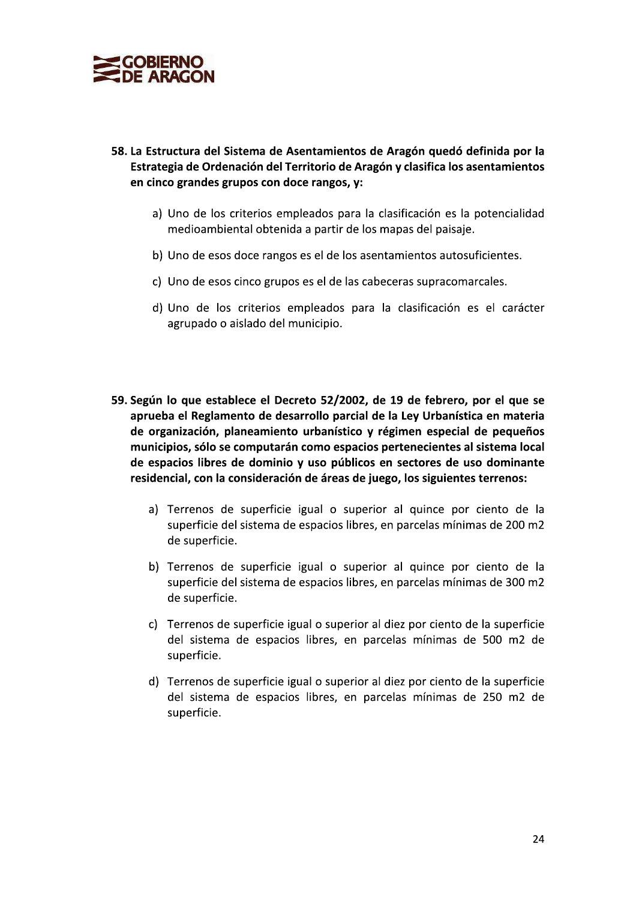**58. La Estructura del Sistema de Asentamientos de Aragón quedó definida por la Estrategia de Ordenación del Territorio de Aragón y clasifica los asentamientos en cinco grandes grupos con doce rangos, y:**

a) Uno de los criterios empleados para la clasificación es la potencialidad medioambiental obtenida a partir de los mapas del paisaje.

b) Uno de esos doce rangos es el de los asentamientos autosuficientes.

c) Uno de esos cinco grupos es el de las cabeceras supracomarcales.

d) Uno de los criterios empleados para la clasificación es el carácter agrupado o aislado del municipio.

**59. Según lo que establece el Decreto 52/2002, de 19 de febrero, por el que se aprueba el Reglamento de desarrollo parcial de la Ley Urbanística en materia de organización, planeamiento urbanístico y régimen especial de pequeños municipios, sólo se computarán como espacios pertenecientes al sistema local de espacios libres de dominio y uso públicos en sectores de uso dominante residencial, con la consideración de áreas de juego, los siguientes terrenos:**

a) Terrenos de superficie igual o superior al quince por ciento de la superficie del sistema de espacios libres, en parcelas mínimas de 200 m2 de superficie.

b) Terrenos de superficie igual o superior al quince por ciento de la superficie del sistema de espacios libres, en parcelas mínimas de 300 m2 de superficie.

c) Terrenos de superficie igual o superior al diez por ciento de la superficie del sistema de espacios libres, en parcelas mínimas de 500 m2 de superficie.

d) Terrenos de superficie igual o superior al diez por ciento de la superficie del sistema de espacios libres, en parcelas mínimas de 250 m2 de superficie.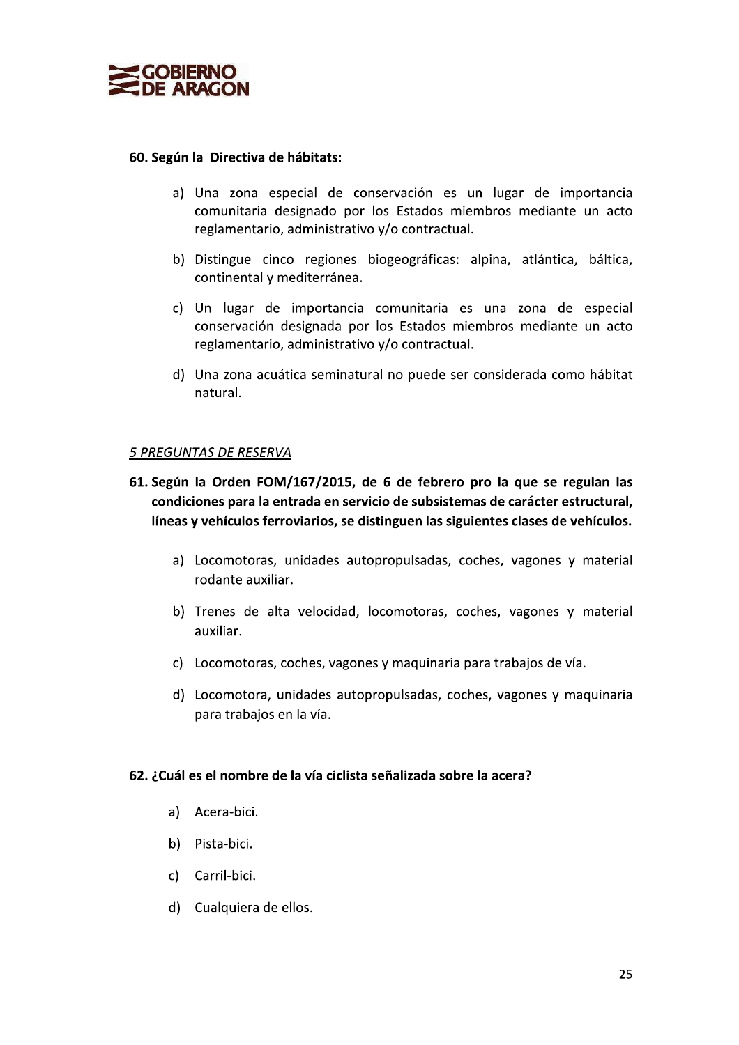**60. Según la Directiva de hábitats:**

a) Una zona especial de conservación es un lugar de importancia comunitaria designado por los Estados miembros mediante un acto reglamentario, administrativo y/o contractual.

b) Distingue cinco regiones biogeográficas: alpina, atlántica, báltica, continental y mediterránea.

c) Un lugar de importancia comunitaria es una zona de especial conservación designada por los Estados miembros mediante un acto reglamentario, administrativo y/o contractual.

d) Una zona acuática seminatural no puede ser considerada como hábitat natural.

*5 PREGUNTAS DE RESERVA*

**61. Según la Orden FOM/167/2015, de 6 de febrero pro la que se regulan las condiciones para la entrada en servicio de subsistemas de carácter estructural, líneas y vehículos ferroviarios, se distinguen las siguientes clases de vehículos.**

a) Locomotoras, unidades autopropulsadas, coches, vagones y material rodante auxiliar.

b) Trenes de alta velocidad, locomotoras, coches, vagones y material auxiliar.

c) Locomotoras, coches, vagones y maquinaria para trabajos de vía.

d) Locomotora, unidades autopropulsadas, coches, vagones y maquinaria para trabajos en la vía.

**62. ¿Cuál es el nombre de la vía ciclista señalizada sobre la acera?**

a) Acera-bici.

b) Pista-bici.

c) Carril-bici.

d) Cualquiera de ellos.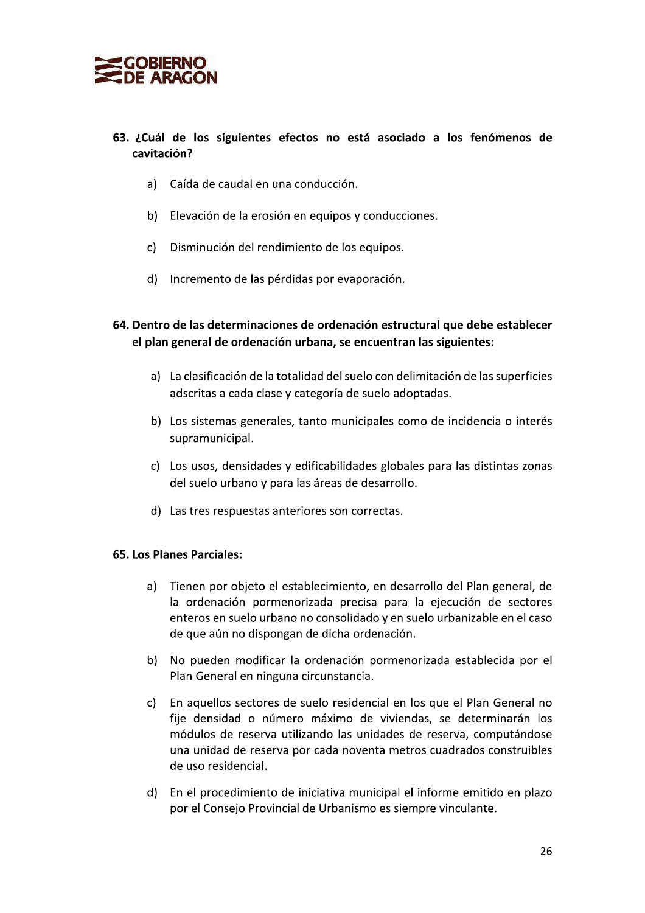**63. ¿Cuál de los siguientes efectos no está asociado a los fenómenos de cavitación?**

a) Caída de caudal en una conducción.

b) Elevación de la erosión en equipos y conducciones.

c) Disminución del rendimiento de los equipos.

d) Incremento de las pérdidas por evaporación.

**64. Dentro de las determinaciones de ordenación estructural que debe establecer el plan general de ordenación urbana, se encuentran las siguientes:**

a) La clasificación de la totalidad del suelo con delimitación de las superficies adscritas a cada clase y categoría de suelo adoptadas.

b) Los sistemas generales, tanto municipales como de incidencia o interés supramunicipal.

c) Los usos, densidades y edificabilidades globales para las distintas zonas del suelo urbano y para las áreas de desarrollo.

d) Las tres respuestas anteriores son correctas.

**65. Los Planes Parciales:**

a) Tienen por objeto el establecimiento, en desarrollo del Plan general, de la ordenación pormenorizada precisa para la ejecución de sectores enteros en suelo urbano no consolidado y en suelo urbanizable en el caso de que aún no dispongan de dicha ordenación.

b) No pueden modificar la ordenación pormenorizada establecida por el Plan General en ninguna circunstancia.

c) En aquellos sectores de suelo residencial en los que el Plan General no fije densidad o número máximo de viviendas, se determinarán los módulos de reserva utilizando las unidades de reserva, computándose una unidad de reserva por cada noventa metros cuadrados construibles de uso residencial.

d) En el procedimiento de iniciativa municipal el informe emitido en plazo por el Consejo Provincial de Urbanismo es siempre vinculante.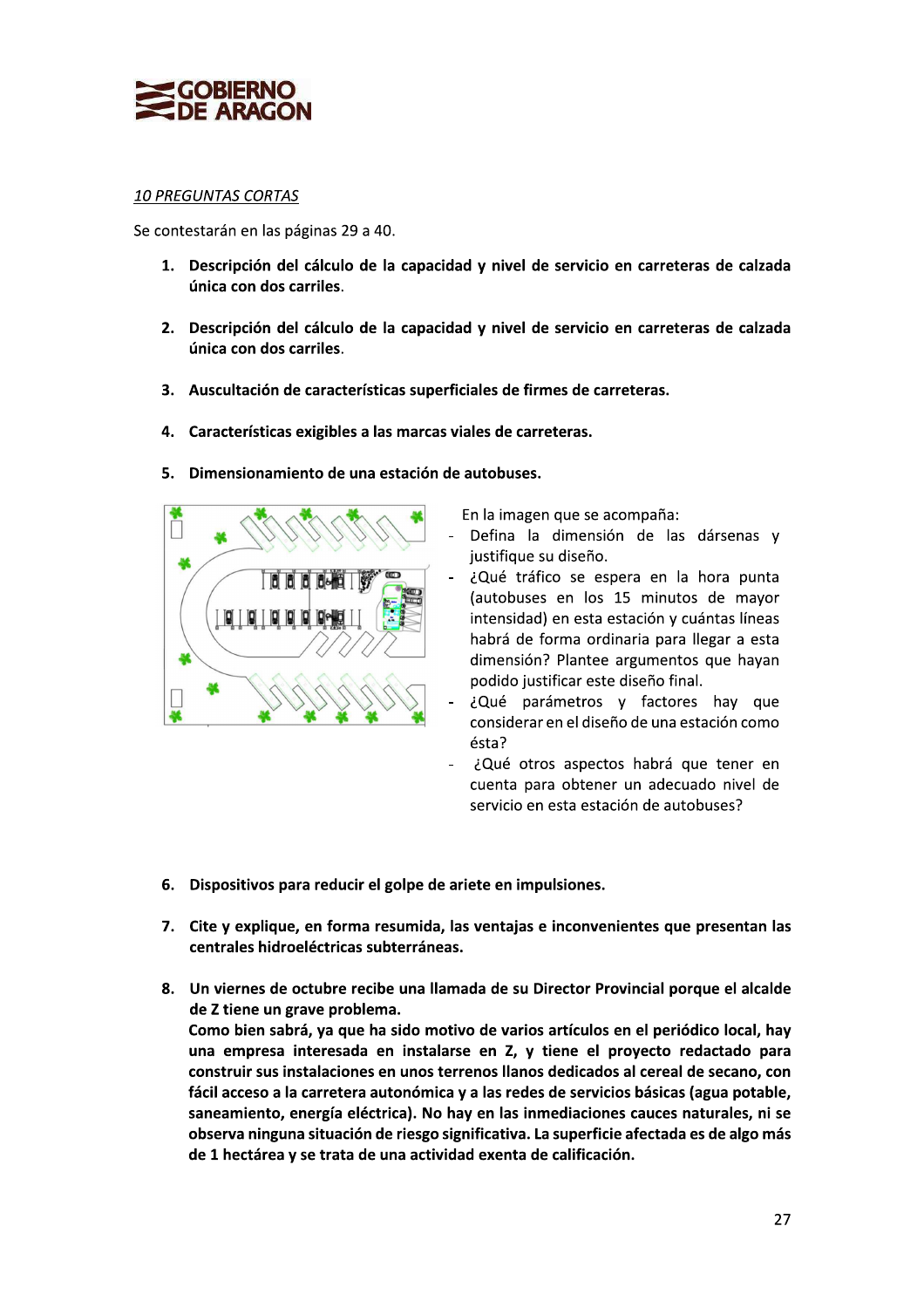*10 PREGUNTAS CORTAS*

Se contestarán en las páginas 29 a 40.

1. **Descripción del cálculo de la capacidad y nivel de servicio en carreteras de calzada única con dos carriles.**

2. **Descripción del cálculo de la capacidad y nivel de servicio en carreteras de calzada única con dos carriles.**

3. **Auscultación de características superficiales de firmes de carreteras.**

4. **Características exigibles a las marcas viales de carreteras.**

5. **Dimensionamiento de una estación de autobuses.**

   En la imagen que se acompaña:
   - Defina la dimensión de las dársenas y justifique su diseño.
   - ¿Qué tráfico se espera en la hora punta (autobuses en los 15 minutos de mayor intensidad) en esta estación y cuántas líneas habrá de forma ordinaria para llegar a esta dimensión? Plantee argumentos que hayan podido justificar este diseño final.
   - ¿Qué parámetros y factores hay que considerar en el diseño de una estación como ésta?
   - ¿Qué otros aspectos habrá que tener en cuenta para obtener un adecuado nivel de servicio en esta estación de autobuses?

6. **Dispositivos para reducir el golpe de ariete en impulsiones.**

7. **Cite y explique, en forma resumida, las ventajas e inconvenientes que presentan las centrales hidroeléctricas subterráneas.**

8. **Un viernes de octubre recibe una llamada de su Director Provincial porque el alcalde de Z tiene un grave problema.**
   **Como bien sabrá, ya que ha sido motivo de varios artículos en el periódico local, hay una empresa interesada en instalarse en Z, y tiene el proyecto redactado para construir sus instalaciones en unos terrenos llanos dedicados al cereal de secano, con fácil acceso a la carretera autonómica y a las redes de servicios básicas (agua potable, saneamiento, energía eléctrica). No hay en las inmediaciones cauces naturales, ni se observa ninguna situación de riesgo significativa. La superficie afectada es de algo más de 1 hectárea y se trata de una actividad exenta de calificación.**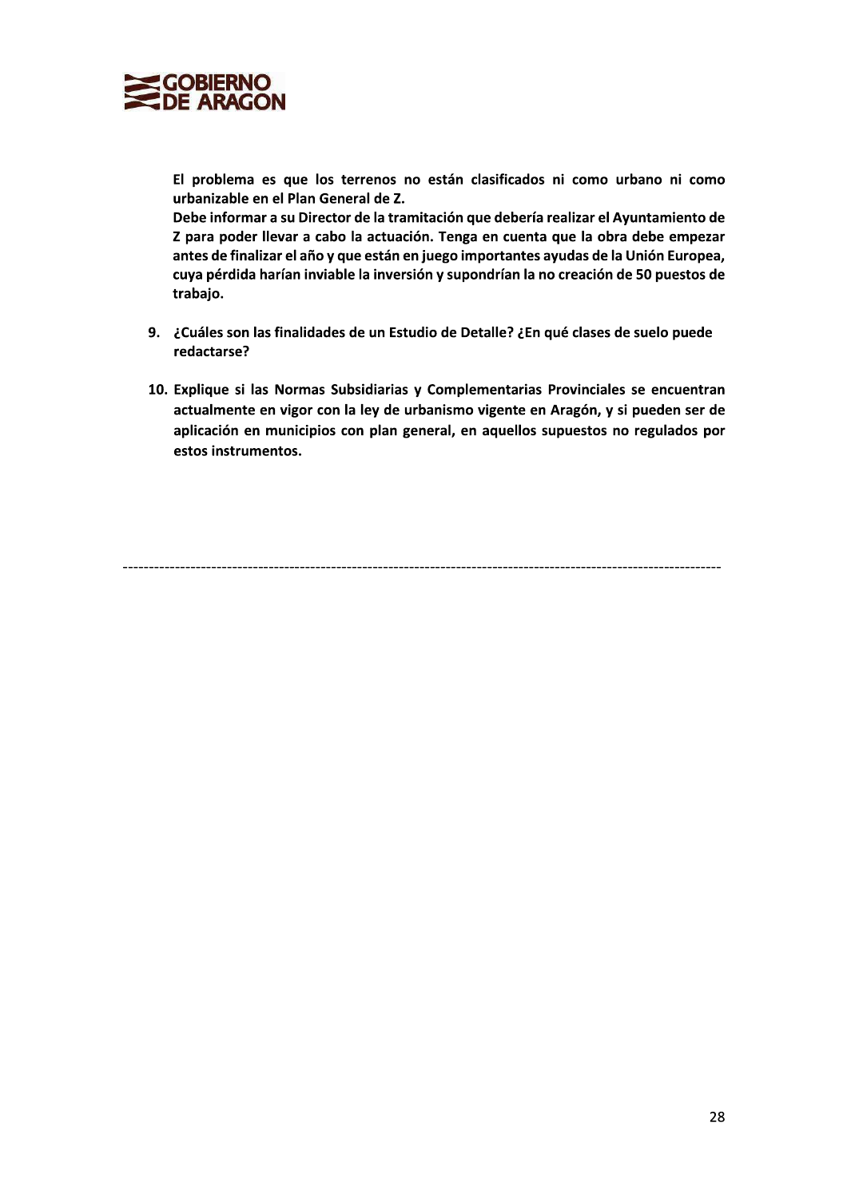**El problema es que los terrenos no están clasificados ni como urbano ni como urbanizable en el Plan General de Z.**
**Debe informar a su Director de la tramitación que debería realizar el Ayuntamiento de Z para poder llevar a cabo la actuación. Tenga en cuenta que la obra debe empezar antes de finalizar el año y que están en juego importantes ayudas de la Unión Europea, cuya pérdida harían inviable la inversión y supondrían la no creación de 50 puestos de trabajo.**

9. **¿Cuáles son las finalidades de un Estudio de Detalle? ¿En qué clases de suelo puede redactarse?**

10. **Explique si las Normas Subsidiarias y Complementarias Provinciales se encuentran actualmente en vigor con la ley de urbanismo vigente en Aragón, y si pueden ser de aplicación en municipios con plan general, en aquellos supuestos no regulados por estos instrumentos.**

---